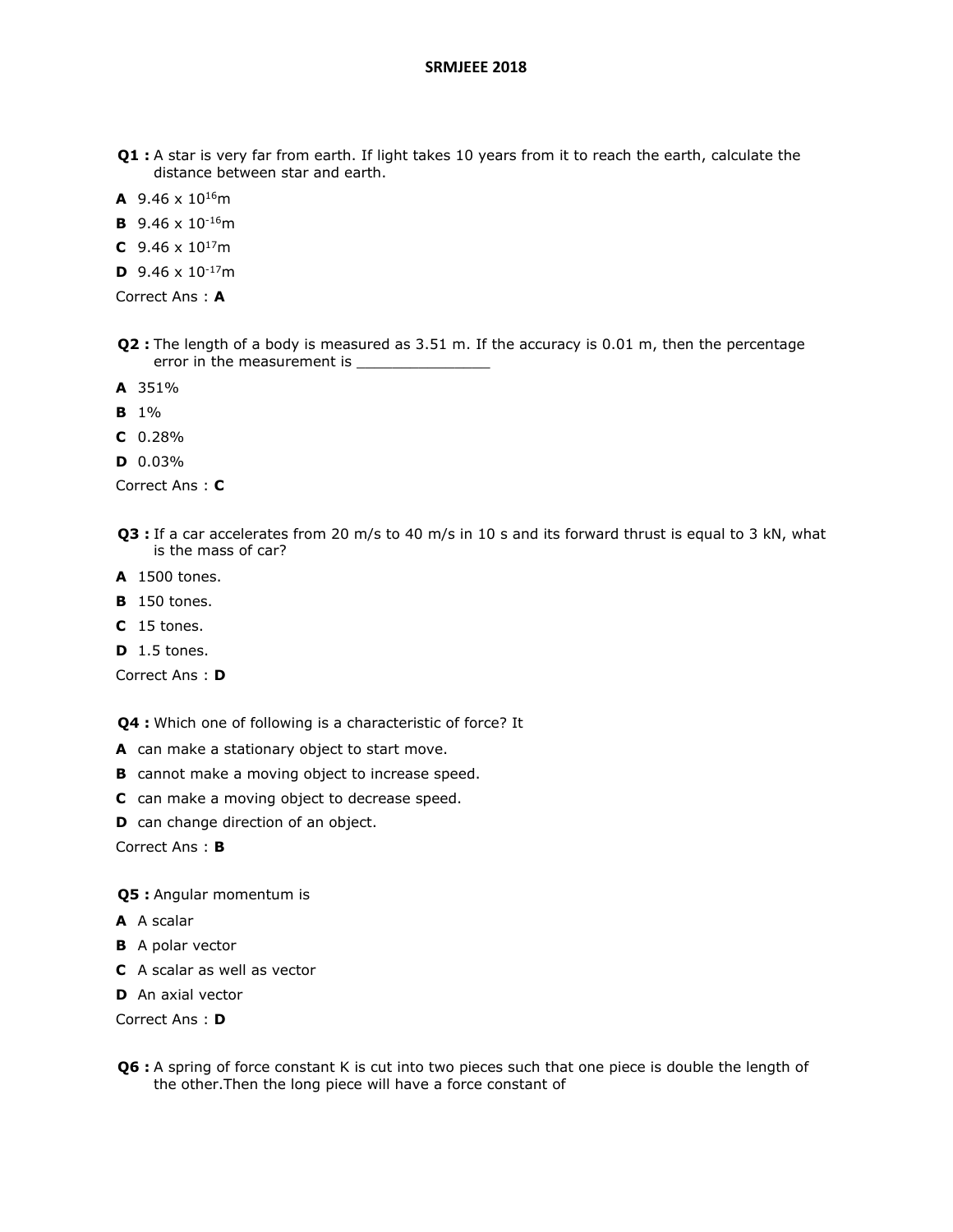# SRMJEEE 2018

**Q1 :** A star is very far from earth. If light takes 10 years from it to reach the earth, calculate the distance between star and earth.

**A** $9.46 \times 10^{16}$m

**B** $9.46 \times 10^{-16}$m

**C** $9.46 \times 10^{17}$m

**D** $9.46 \times 10^{-17}$m

Correct Ans : **A**

**Q2 :** The length of a body is measured as 3.51 m. If the accuracy is 0.01 m, then the percentage error in the measurement is _______________

**A** 351%

**B** 1%

**C** 0.28%

**D** 0.03%

Correct Ans : **C**

**Q3 :** If a car accelerates from 20 m/s to 40 m/s in 10 s and its forward thrust is equal to 3 kN, what is the mass of car?

**A** 1500 tones.

**B** 150 tones.

**C** 15 tones.

**D** 1.5 tones.

Correct Ans : **D**

**Q4 :** Which one of following is a characteristic of force? It

**A** can make a stationary object to start move.

**B** cannot make a moving object to increase speed.

**C** can make a moving object to decrease speed.

**D** can change direction of an object.

Correct Ans : **B**

**Q5 :** Angular momentum is

**A** A scalar

**B** A polar vector

**C** A scalar as well as vector

**D** An axial vector

Correct Ans : **D**

**Q6 :** A spring of force constant K is cut into two pieces such that one piece is double the length of the other.Then the long piece will have a force constant of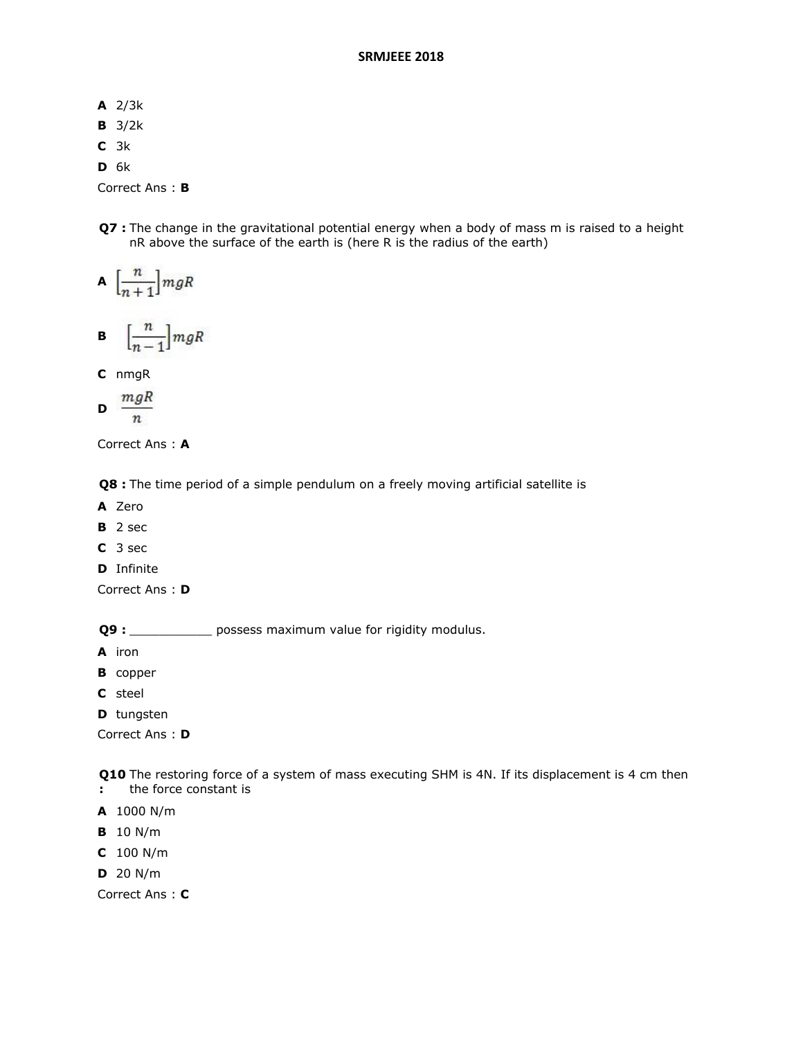**A** 2/3k

**B** 3/2k

**C** 3k

**D** 6k

Correct Ans : **B**

**Q7 :** The change in the gravitational potential energy when a body of mass m is raised to a height nR above the surface of the earth is (here R is the radius of the earth)

**A** $\left[\frac{n}{n+1}\right]mgR$

**B** $\left[\frac{n}{n-1}\right]mgR$

**C** nmgR

**D** $\frac{mgR}{n}$

Correct Ans : **A**

**Q8 :** The time period of a simple pendulum on a freely moving artificial satellite is

**A** Zero

**B** 2 sec

**C** 3 sec

**D** Infinite

Correct Ans : **D**

**Q9 :** ___________ possess maximum value for rigidity modulus.

**A** iron

**B** copper

**C** steel

**D** tungsten

Correct Ans : **D**

**Q10 :** The restoring force of a system of mass executing SHM is 4N. If its displacement is 4 cm then the force constant is

**A** 1000 N/m

**B** 10 N/m

**C** 100 N/m

**D** 20 N/m

Correct Ans : **C**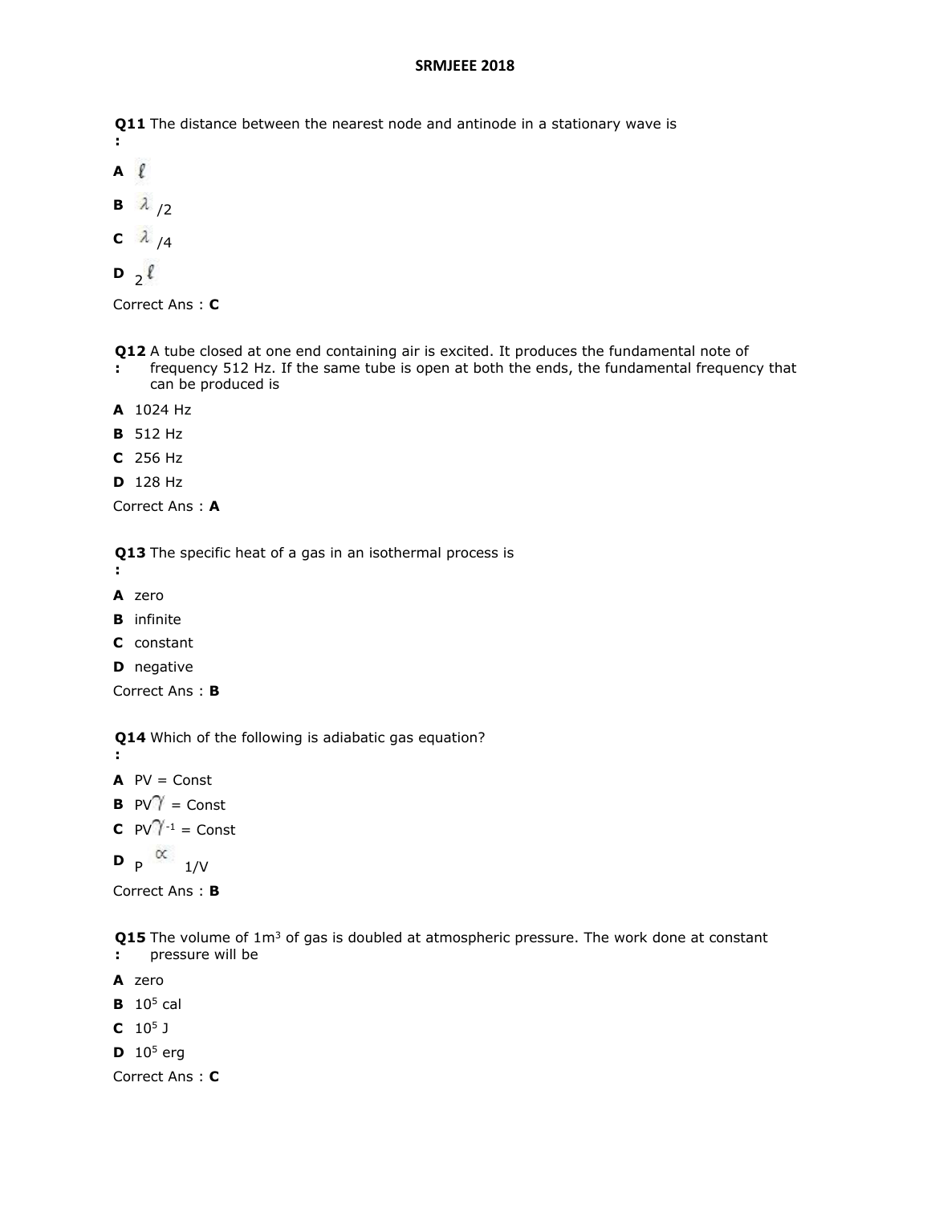## SRMJEEE 2018

**Q11 :** The distance between the nearest node and antinode in a stationary wave is

**A** $\ell$

**B** $\lambda/2$

**C** $\lambda/4$

**D** $2\ell$

Correct Ans : **C**

**Q12 :** A tube closed at one end containing air is excited. It produces the fundamental note of frequency 512 Hz. If the same tube is open at both the ends, the fundamental frequency that can be produced is

**A** 1024 Hz

**B** 512 Hz

**C** 256 Hz

**D** 128 Hz

Correct Ans : **A**

**Q13 :** The specific heat of a gas in an isothermal process is

**A** zero

**B** infinite

**C** constant

**D** negative

Correct Ans : **B**

**Q14 :** Which of the following is adiabatic gas equation?

**A** PV = Const

**B** $PV^{\gamma}$ = Const

**C** $PV^{\gamma-1}$ = Const

**D** $P \propto 1/V$

Correct Ans : **B**

**Q15 :** The volume of $1 m^3$ of gas is doubled at atmospheric pressure. The work done at constant pressure will be

**A** zero

**B** $10^5$ cal

**C** $10^5$ J

**D** $10^5$ erg

Correct Ans : **C**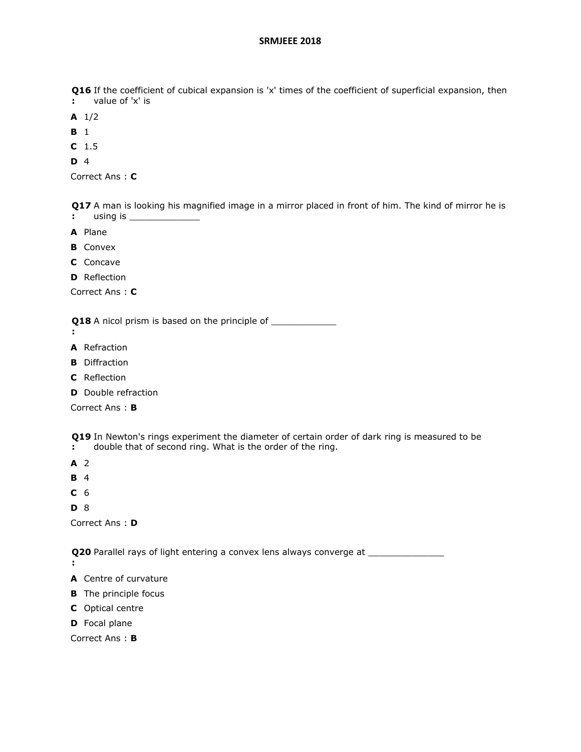**Q16:** If the coefficient of cubical expansion is 'x' times of the coefficient of superficial expansion, then value of 'x' is

**A** 1/2

**B** 1

**C** 1.5

**D** 4

Correct Ans : **C**

**Q17:** A man is looking his magnified image in a mirror placed in front of him. The kind of mirror he is using is _____________

**A** Plane

**B** Convex

**C** Concave

**D** Reflection

Correct Ans : **C**

**Q18:** A nicol prism is based on the principle of ____________

**A** Refraction

**B** Diffraction

**C** Reflection

**D** Double refraction

Correct Ans : **B**

**Q19:** In Newton's rings experiment the diameter of certain order of dark ring is measured to be double that of second ring. What is the order of the ring.

**A** 2

**B** 4

**C** 6

**D** 8

Correct Ans : **D**

**Q20:** Parallel rays of light entering a convex lens always converge at ______________

**A** Centre of curvature

**B** The principle focus

**C** Optical centre

**D** Focal plane

Correct Ans : **B**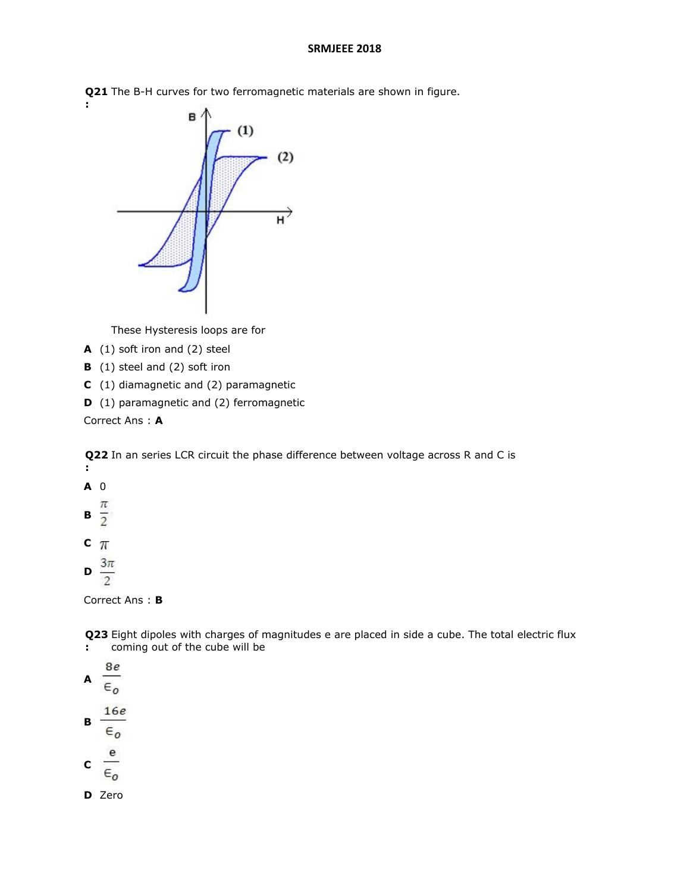**SRMJEEE 2018**

**Q21 :** The B-H curves for two ferromagnetic materials are shown in figure.

These Hysteresis loops are for

**A** (1) soft iron and (2) steel

**B** (1) steel and (2) soft iron

**C** (1) diamagnetic and (2) paramagnetic

**D** (1) paramagnetic and (2) ferromagnetic

Correct Ans : **A**

**Q22 :** In an series LCR circuit the phase difference between voltage across R and C is

**A** 0

**B** $\frac{\pi}{2}$

**C** $\pi$

**D** $\frac{3\pi}{2}$

Correct Ans : **B**

**Q23 :** Eight dipoles with charges of magnitudes e are placed in side a cube. The total electric flux coming out of the cube will be

**A** $\frac{8e}{\epsilon_o}$

**B** $\frac{16e}{\epsilon_o}$

**C** $\frac{e}{\epsilon_o}$

**D** Zero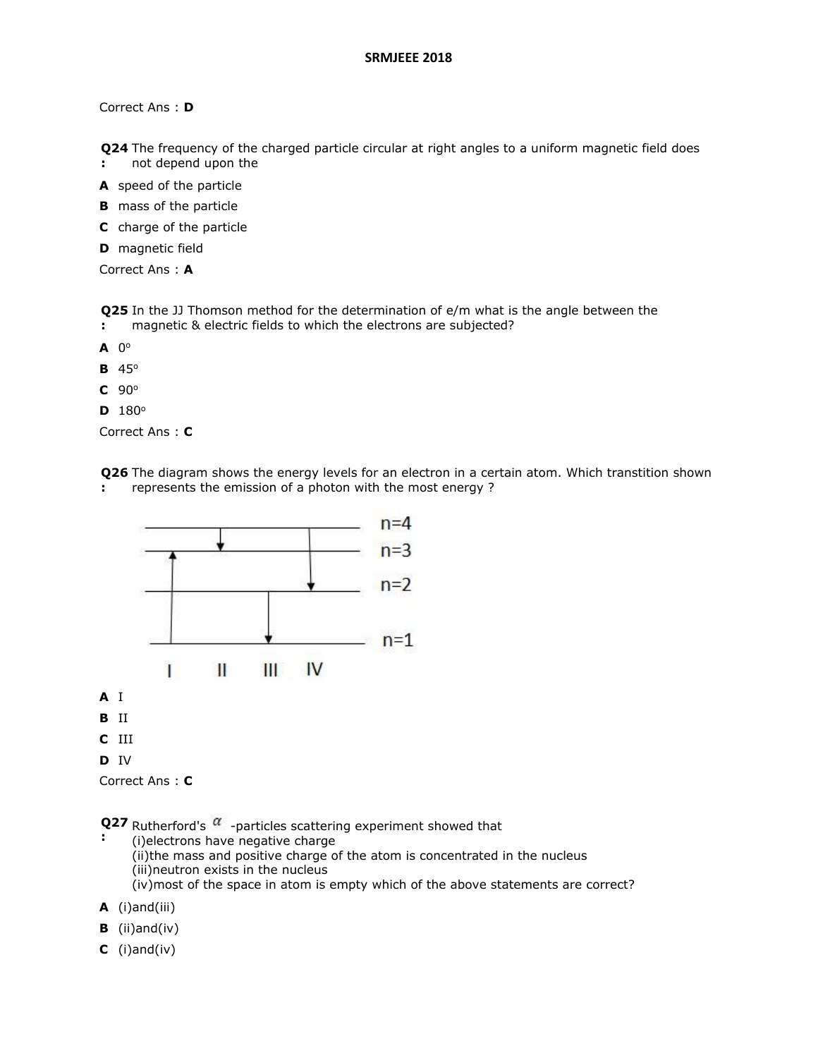Correct Ans : **D**

**Q24:** The frequency of the charged particle circular at right angles to a uniform magnetic field does not depend upon the

**A** speed of the particle

**B** mass of the particle

**C** charge of the particle

**D** magnetic field

Correct Ans : **A**

**Q25:** In the JJ Thomson method for the determination of e/m what is the angle between the magnetic & electric fields to which the electrons are subjected?

**A** $0^o$

**B** $45^o$

**C** $90^o$

**D** $180^o$

Correct Ans : **C**

**Q26:** The diagram shows the energy levels for an electron in a certain atom. Which transtition shown represents the emission of a photon with the most energy ?

n=4
n=3
n=2
n=1

I II III IV

**A** I

**B** II

**C** III

**D** IV

Correct Ans : **C**

**Q27:** Rutherford's $\alpha$ -particles scattering experiment showed that
(i)electrons have negative charge
(ii)the mass and positive charge of the atom is concentrated in the nucleus
(iii)neutron exists in the nucleus
(iv)most of the space in atom is empty which of the above statements are correct?

**A** (i)and(iii)

**B** (ii)and(iv)

**C** (i)and(iv)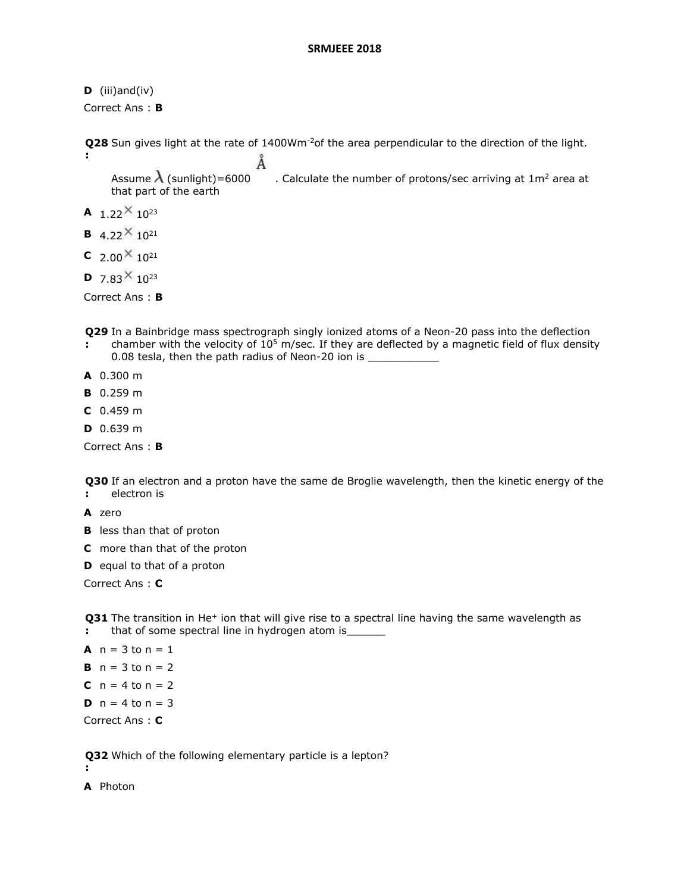**D** (iii)and(iv)

Correct Ans : **B**

**Q28 :** Sun gives light at the rate of 1400W$m^{-2}$of the area perpendicular to the direction of the light. Assume $\lambda$ (sunlight)=6000 Å. Calculate the number of protons/sec arriving at 1$m^2$ area at that part of the earth

**A** $1.22 \times 10^{23}$

**B** $4.22 \times 10^{21}$

**C** $2.00 \times 10^{21}$

**D** $7.83 \times 10^{23}$

Correct Ans : **B**

**Q29 :** In a Bainbridge mass spectrograph singly ionized atoms of a Neon-20 pass into the deflection chamber with the velocity of $10^5$ m/sec. If they are deflected by a magnetic field of flux density 0.08 tesla, then the path radius of Neon-20 ion is ___________

**A** 0.300 m

**B** 0.259 m

**C** 0.459 m

**D** 0.639 m

Correct Ans : **B**

**Q30 :** If an electron and a proton have the same de Broglie wavelength, then the kinetic energy of the electron is

**A** zero

**B** less than that of proton

**C** more than that of the proton

**D** equal to that of a proton

Correct Ans : **C**

**Q31 :** The transition in $He^+$ ion that will give rise to a spectral line having the same wavelength as that of some spectral line in hydrogen atom is______

**A** n = 3 to n = 1

**B** n = 3 to n = 2

**C** n = 4 to n = 2

**D** n = 4 to n = 3

Correct Ans : **C**

**Q32 :** Which of the following elementary particle is a lepton?

**A** Photon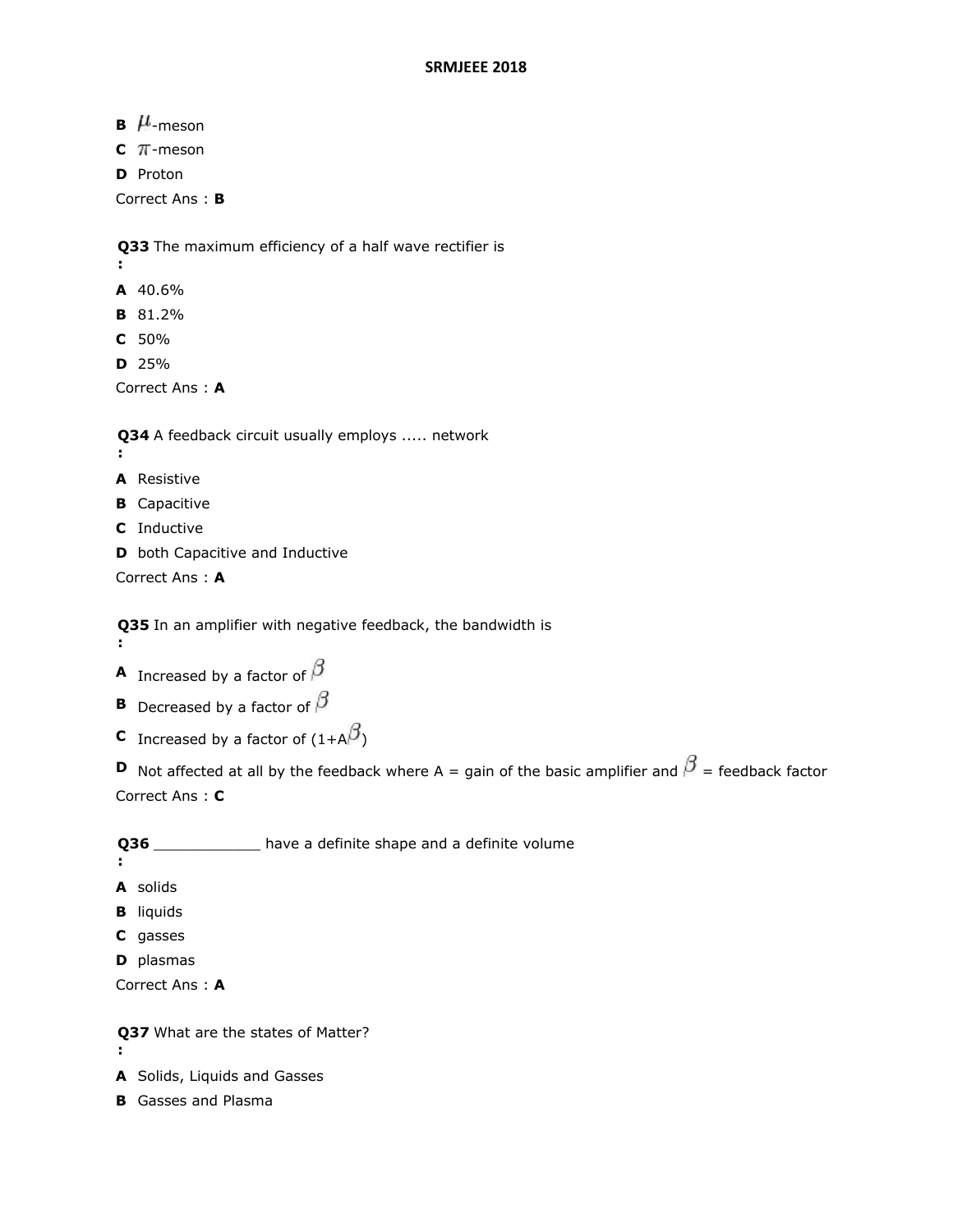**B** $\mu$-meson

**C** $\pi$-meson

**D** Proton

Correct Ans : **B**

**Q33** The maximum efficiency of a half wave rectifier is
**:**

**A** 40.6%

**B** 81.2%

**C** 50%

**D** 25%

Correct Ans : **A**

**Q34** A feedback circuit usually employs ..... network
**:**

**A** Resistive

**B** Capacitive

**C** Inductive

**D** both Capacitive and Inductive

Correct Ans : **A**

**Q35** In an amplifier with negative feedback, the bandwidth is
**:**

**A** Increased by a factor of $\beta$

**B** Decreased by a factor of $\beta$

**C** Increased by a factor of $(1+A\beta)$

**D** Not affected at all by the feedback where A = gain of the basic amplifier and $\beta$ = feedback factor

Correct Ans : **C**

**Q36** ____________ have a definite shape and a definite volume
**:**

**A** solids

**B** liquids

**C** gasses

**D** plasmas

Correct Ans : **A**

**Q37** What are the states of Matter?
**:**

**A** Solids, Liquids and Gasses

**B** Gasses and Plasma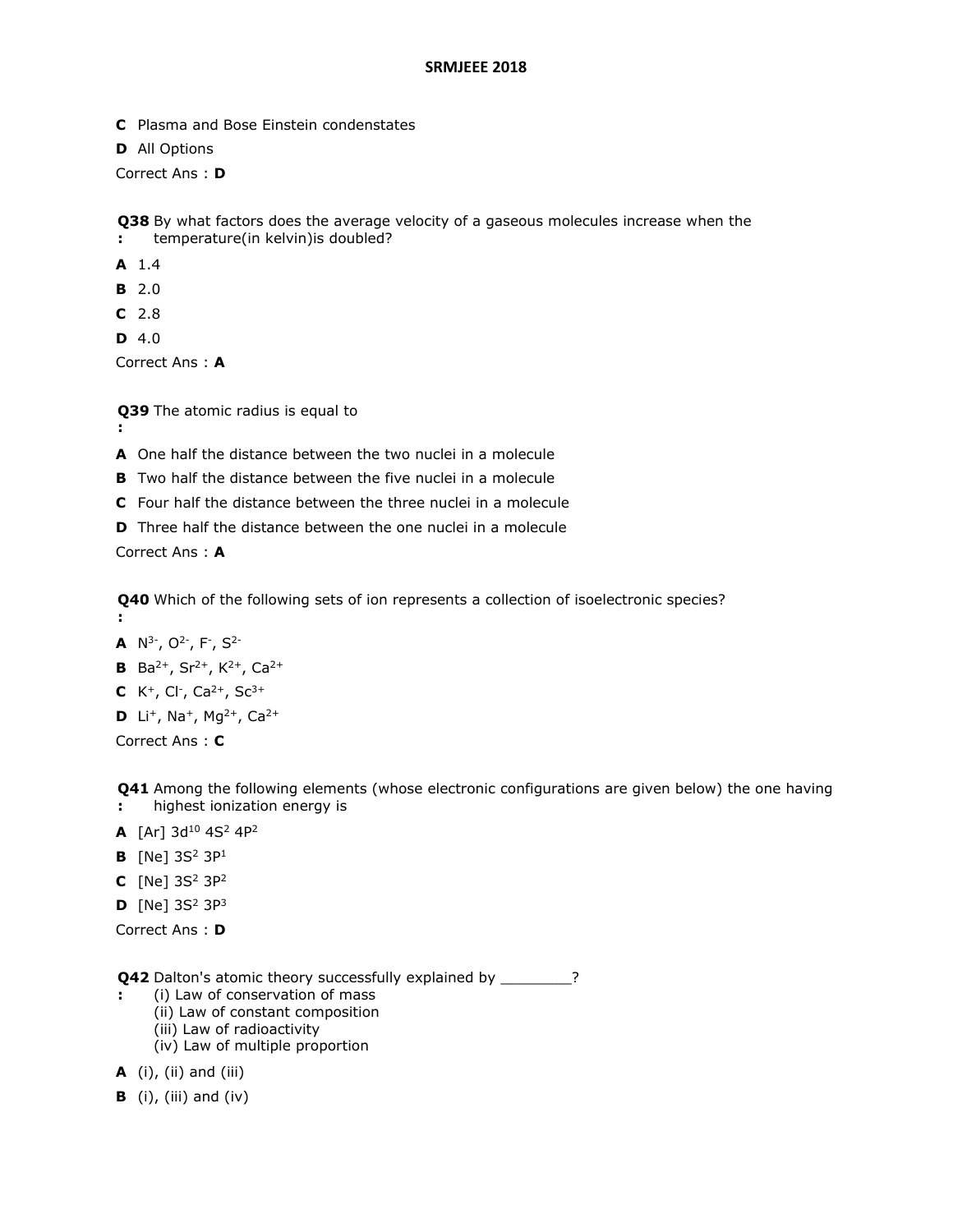**C** Plasma and Bose Einstein condensates

**D** All Options

Correct Ans : **D**

**Q38 :** By what factors does the average velocity of a gaseous molecules increase when the temperature(in kelvin)is doubled?

**A** 1.4

**B** 2.0

**C** 2.8

**D** 4.0

Correct Ans : **A**

**Q39 :** The atomic radius is equal to

**A** One half the distance between the two nuclei in a molecule

**B** Two half the distance between the five nuclei in a molecule

**C** Four half the distance between the three nuclei in a molecule

**D** Three half the distance between the one nuclei in a molecule

Correct Ans : **A**

**Q40 :** Which of the following sets of ion represents a collection of isoelectronic species?

**A** $N^{3-}$, $O^{2-}$, $F^{-}$, $S^{2-}$

**B** $Ba^{2+}$, $Sr^{2+}$, $K^{2+}$, $Ca^{2+}$

**C** $K^{+}$, $Cl^{-}$, $Ca^{2+}$, $Sc^{3+}$

**D** $Li^{+}$, $Na^{+}$, $Mg^{2+}$, $Ca^{2+}$

Correct Ans : **C**

**Q41 :** Among the following elements (whose electronic configurations are given below) the one having highest ionization energy is

**A** [Ar] $3d^{10}$ $4S^{2}$ $4P^{2}$

**B** [Ne] $3S^{2}$ $3P^{1}$

**C** [Ne] $3S^{2}$ $3P^{2}$

**D** [Ne] $3S^{2}$ $3P^{3}$

Correct Ans : **D**

**Q42 :** Dalton's atomic theory successfully explained by ________?
(i) Law of conservation of mass
(ii) Law of constant composition
(iii) Law of radioactivity
(iv) Law of multiple proportion

**A** (i), (ii) and (iii)

**B** (i), (iii) and (iv)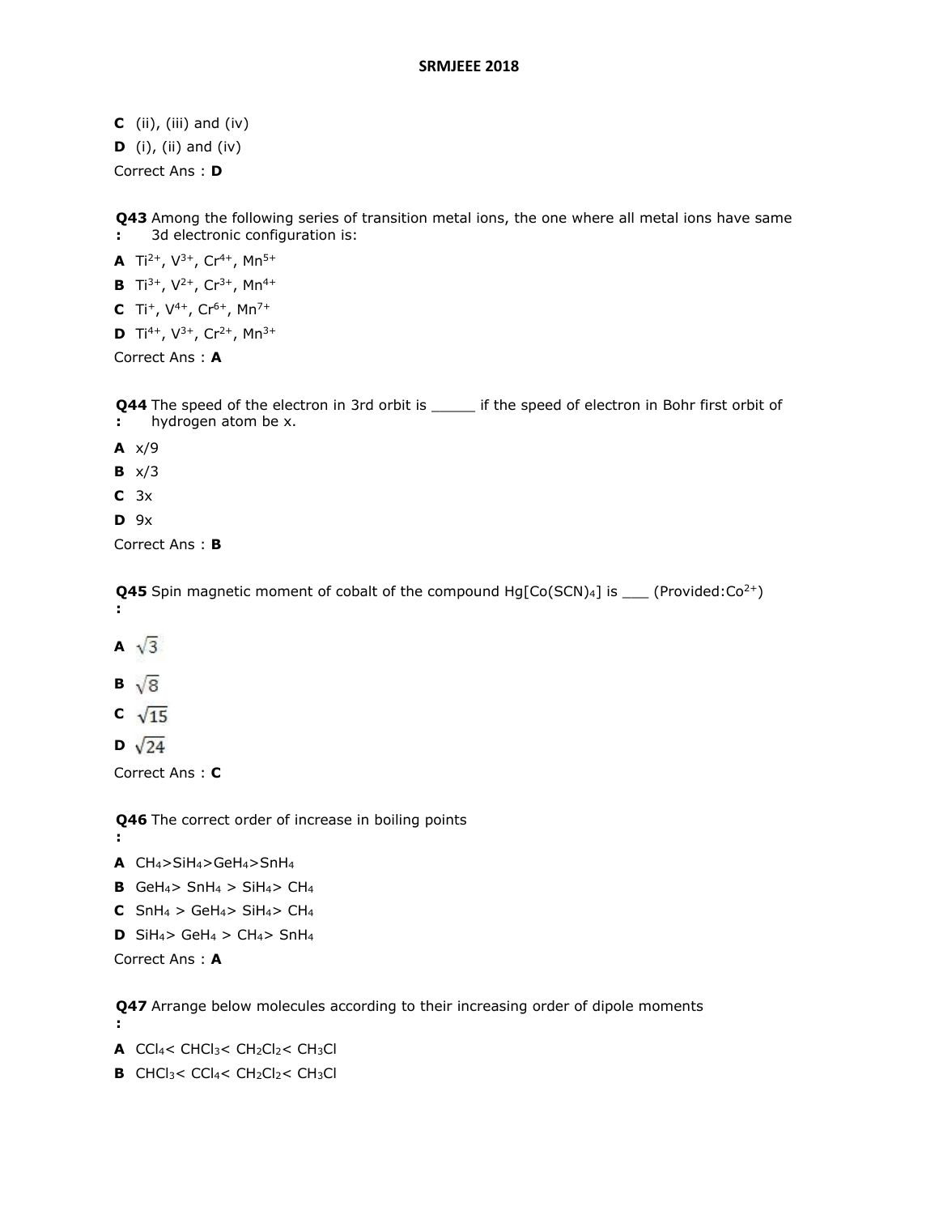**C** (ii), (iii) and (iv)

**D** (i), (ii) and (iv)

Correct Ans : **D**

**Q43 :** Among the following series of transition metal ions, the one where all metal ions have same 3d electronic configuration is:

**A** $Ti^{2+}$, $V^{3+}$, $Cr^{4+}$, $Mn^{5+}$

**B** $Ti^{3+}$, $V^{2+}$, $Cr^{3+}$, $Mn^{4+}$

**C** $Ti^{+}$, $V^{4+}$, $Cr^{6+}$, $Mn^{7+}$

**D** $Ti^{4+}$, $V^{3+}$, $Cr^{2+}$, $Mn^{3+}$

Correct Ans : **A**

**Q44 :** The speed of the electron in 3rd orbit is _____ if the speed of electron in Bohr first orbit of hydrogen atom be x.

**A** x/9

**B** x/3

**C** 3x

**D** 9x

Correct Ans : **B**

**Q45 :** Spin magnetic moment of cobalt of the compound $Hg[Co(SCN)_4]$ is ___ (Provided:$Co^{2+}$)

**A** $\sqrt{3}$

**B** $\sqrt{8}$

**C** $\sqrt{15}$

**D** $\sqrt{24}$

Correct Ans : **C**

**Q46 :** The correct order of increase in boiling points

**A** $CH_4$>$SiH_4$>$GeH_4$>$SnH_4$

**B** $GeH_4$> $SnH_4$ > $SiH_4$> $CH_4$

**C** $SnH_4$ > $GeH_4$> $SiH_4$> $CH_4$

**D** $SiH_4$> $GeH_4$ > $CH_4$> $SnH_4$

Correct Ans : **A**

**Q47 :** Arrange below molecules according to their increasing order of dipole moments

**A** $CCl_4$< $CHCl_3$< $CH_2Cl_2$< $CH_3Cl$

**B** $CHCl_3$< $CCl_4$< $CH_2Cl_2$< $CH_3Cl$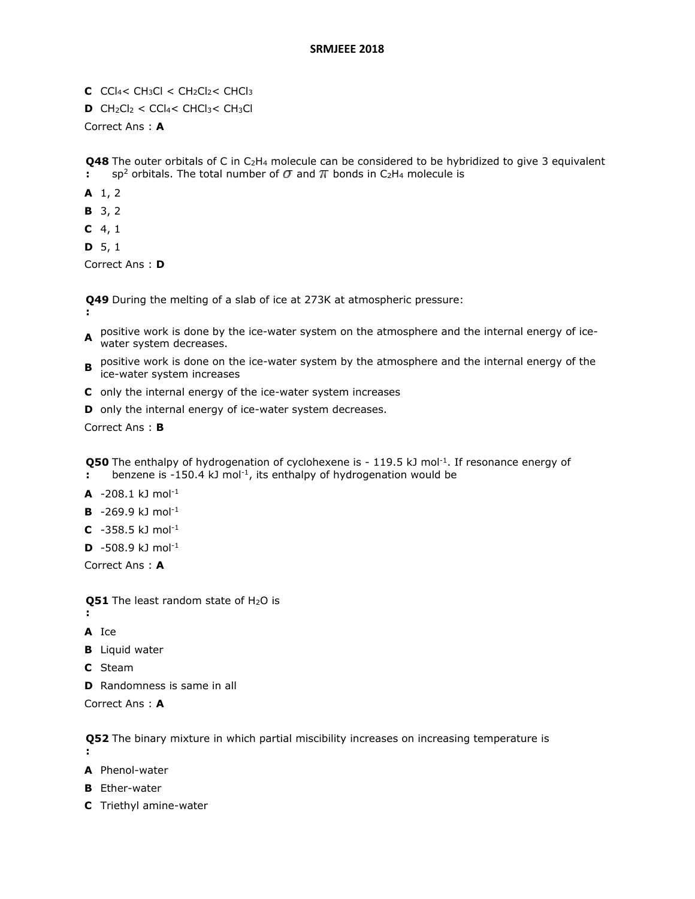**C** $CCl_4 < CH_3Cl < CH_2Cl_2 < CHCl_3$

**D** $CH_2Cl_2 < CCl_4 < CHCl_3 < CH_3Cl$

Correct Ans : **A**

**Q48 :** The outer orbitals of C in $C_2H_4$ molecule can be considered to be hybridized to give 3 equivalent $sp^2$ orbitals. The total number of $\sigma$ and $\pi$ bonds in $C_2H_4$ molecule is

**A** 1, 2

**B** 3, 2

**C** 4, 1

**D** 5, 1

Correct Ans : **D**

**Q49 :** During the melting of a slab of ice at 273K at atmospheric pressure:

**A** positive work is done by the ice-water system on the atmosphere and the internal energy of ice-water system decreases.

**B** positive work is done on the ice-water system by the atmosphere and the internal energy of the ice-water system increases

**C** only the internal energy of the ice-water system increases

**D** only the internal energy of ice-water system decreases.

Correct Ans : **B**

**Q50 :** The enthalpy of hydrogenation of cyclohexene is - 119.5 kJ $mol^{-1}$. If resonance energy of benzene is -150.4 kJ $mol^{-1}$, its enthalpy of hydrogenation would be

**A** -208.1 kJ $mol^{-1}$

**B** -269.9 kJ $mol^{-1}$

**C** -358.5 kJ $mol^{-1}$

**D** -508.9 kJ $mol^{-1}$

Correct Ans : **A**

**Q51 :** The least random state of $H_2O$ is

**A** Ice

**B** Liquid water

**C** Steam

**D** Randomness is same in all

Correct Ans : **A**

**Q52 :** The binary mixture in which partial miscibility increases on increasing temperature is

**A** Phenol-water

**B** Ether-water

**C** Triethyl amine-water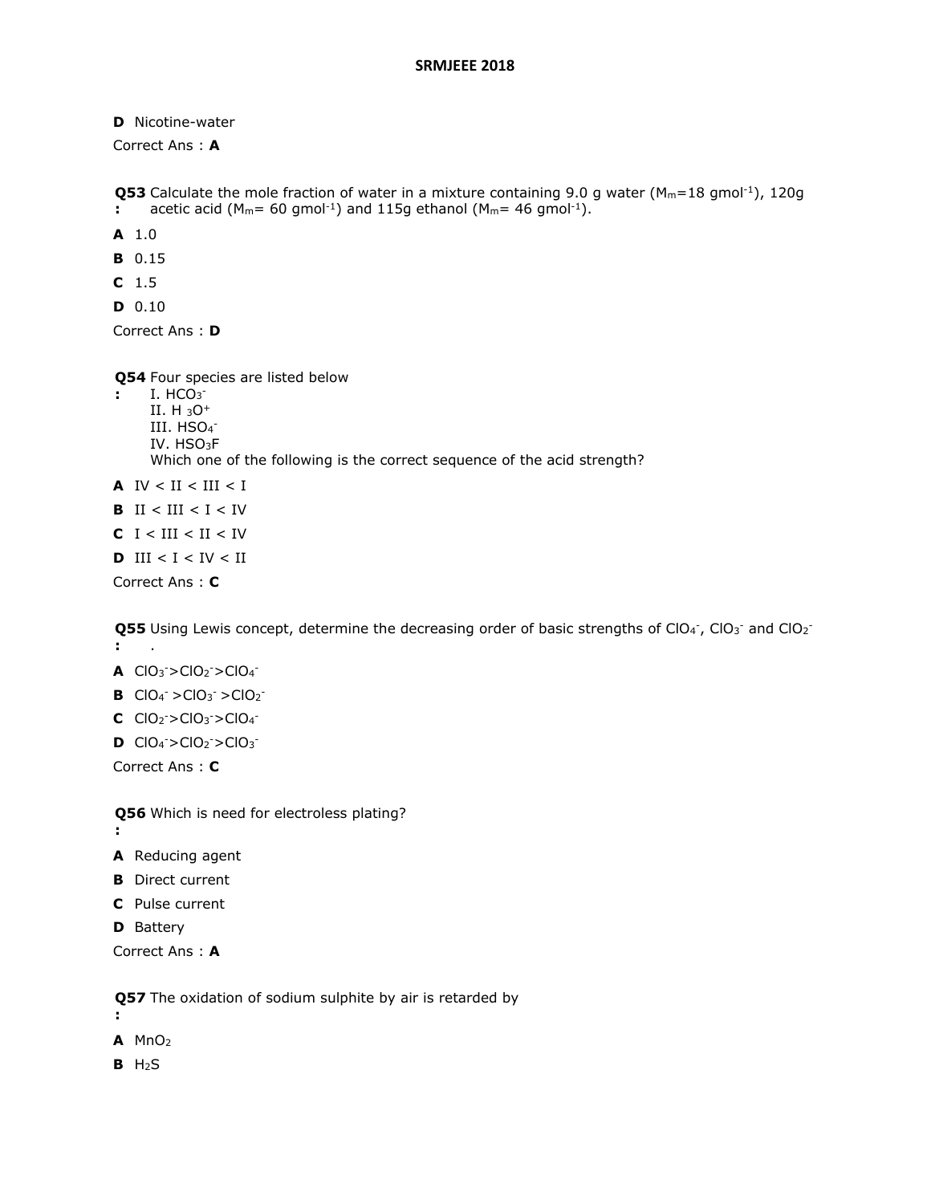**D** Nicotine-water

Correct Ans : **A**

**Q53:** Calculate the mole fraction of water in a mixture containing 9.0 g water ($M_m$=18 $gmol^{-1}$), 120g acetic acid ($M_m$= 60 $gmol^{-1}$) and 115g ethanol ($M_m$= 46 $gmol^{-1}$).

**A** 1.0

**B** 0.15

**C** 1.5

**D** 0.10

Correct Ans : **D**

**Q54:** Four species are listed below
I. $HCO_3^-$
II. $H_3O^+$
III. $HSO_4^-$
IV. $HSO_3F$
Which one of the following is the correct sequence of the acid strength?

**A** IV < II < III < I

**B** II < III < I < IV

**C** I < III < II < IV

**D** III < I < IV < II

Correct Ans : **C**

**Q55:** Using Lewis concept, determine the decreasing order of basic strengths of $ClO_4^-$, $ClO_3^-$ and $ClO_2^-$ .

**A** $ClO_3^- > ClO_2^- > ClO_4^-$

**B** $ClO_4^- > ClO_3^- > ClO_2^-$

**C** $ClO_2^- > ClO_3^- > ClO_4^-$

**D** $ClO_4^- > ClO_2^- > ClO_3^-$

Correct Ans : **C**

**Q56:** Which is need for electroless plating?

**A** Reducing agent

**B** Direct current

**C** Pulse current

**D** Battery

Correct Ans : **A**

**Q57:** The oxidation of sodium sulphite by air is retarded by

**A** $MnO_2$

**B** $H_2S$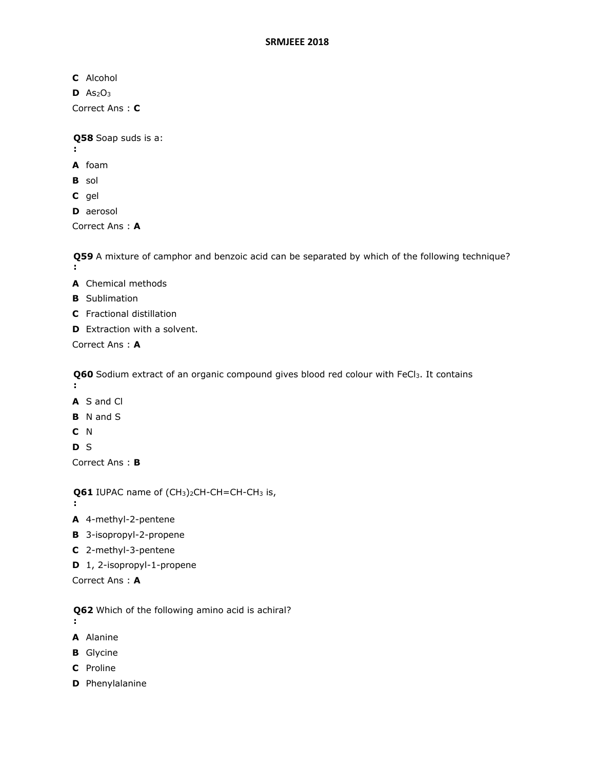**C** Alcohol

**D** $As_2O_3$

Correct Ans : **C**

**Q58** Soap suds is a:
**:**

**A** foam

**B** sol

**C** gel

**D** aerosol

Correct Ans : **A**

**Q59** A mixture of camphor and benzoic acid can be separated by which of the following technique?
**:**

**A** Chemical methods

**B** Sublimation

**C** Fractional distillation

**D** Extraction with a solvent.

Correct Ans : **A**

**Q60** Sodium extract of an organic compound gives blood red colour with $FeCl_3$. It contains
**:**

**A** S and Cl

**B** N and S

**C** N

**D** S

Correct Ans : **B**

**Q61** IUPAC name of $(CH_3)_2CH\text{-}CH{=}CH\text{-}CH_3$ is,
**:**

**A** 4-methyl-2-pentene

**B** 3-isopropyl-2-propene

**C** 2-methyl-3-pentene

**D** 1, 2-isopropyl-1-propene

Correct Ans : **A**

**Q62** Which of the following amino acid is achiral?
**:**

**A** Alanine

**B** Glycine

**C** Proline

**D** Phenylalanine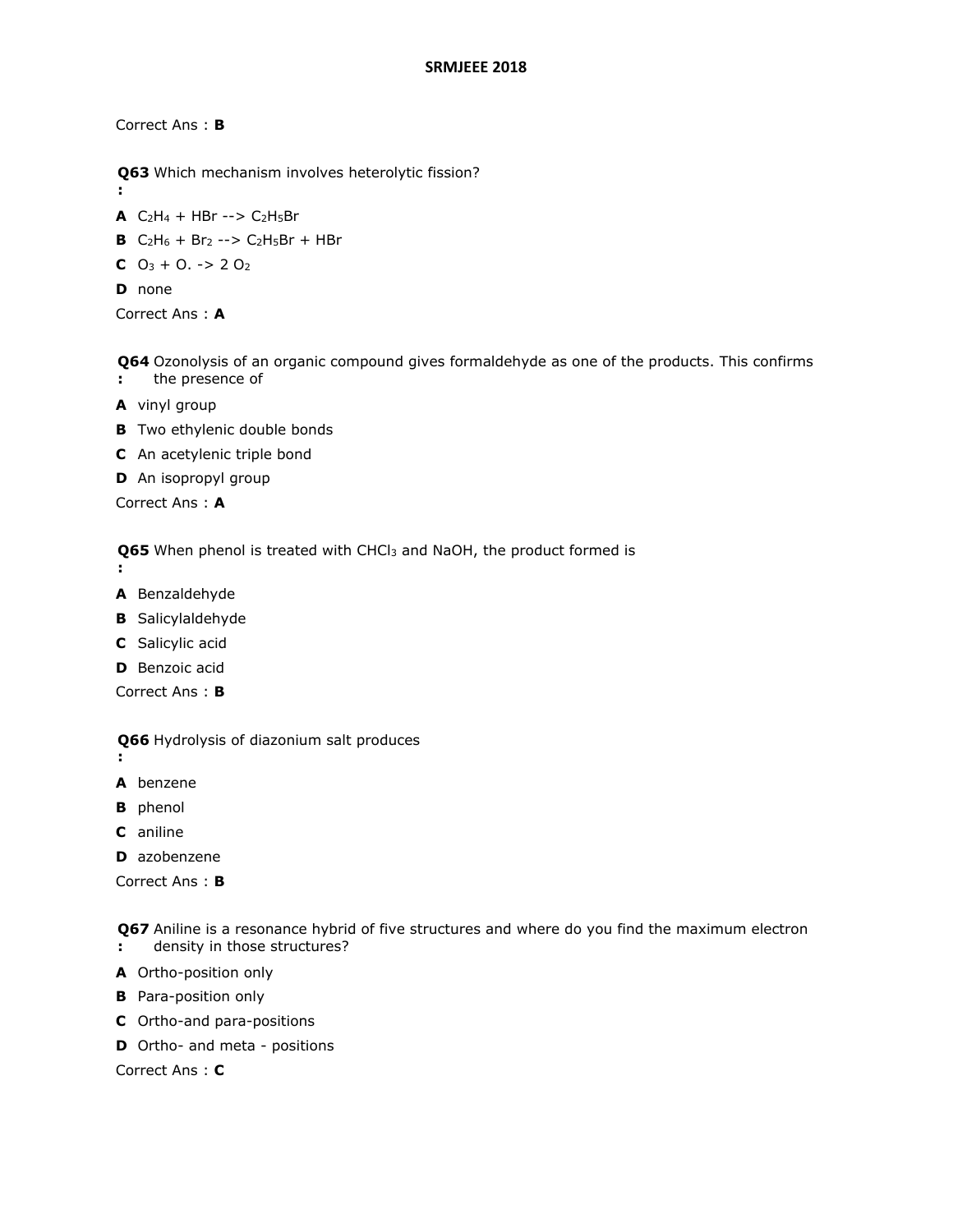Correct Ans : **B**

**Q63 :** Which mechanism involves heterolytic fission?

**A** $C_2H_4 + HBr \rightarrow C_2H_5Br$

**B** $C_2H_6 + Br_2 \rightarrow C_2H_5Br + HBr$

**C** $O_3 + O. \rightarrow 2\ O_2$

**D** none

Correct Ans : **A**

**Q64 :** Ozonolysis of an organic compound gives formaldehyde as one of the products. This confirms the presence of

**A** vinyl group

**B** Two ethylenic double bonds

**C** An acetylenic triple bond

**D** An isopropyl group

Correct Ans : **A**

**Q65 :** When phenol is treated with $CHCl_3$ and NaOH, the product formed is

**A** Benzaldehyde

**B** Salicylaldehyde

**C** Salicylic acid

**D** Benzoic acid

Correct Ans : **B**

**Q66 :** Hydrolysis of diazonium salt produces

**A** benzene

**B** phenol

**C** aniline

**D** azobenzene

Correct Ans : **B**

**Q67 :** Aniline is a resonance hybrid of five structures and where do you find the maximum electron density in those structures?

**A** Ortho-position only

**B** Para-position only

**C** Ortho-and para-positions

**D** Ortho- and meta - positions

Correct Ans : **C**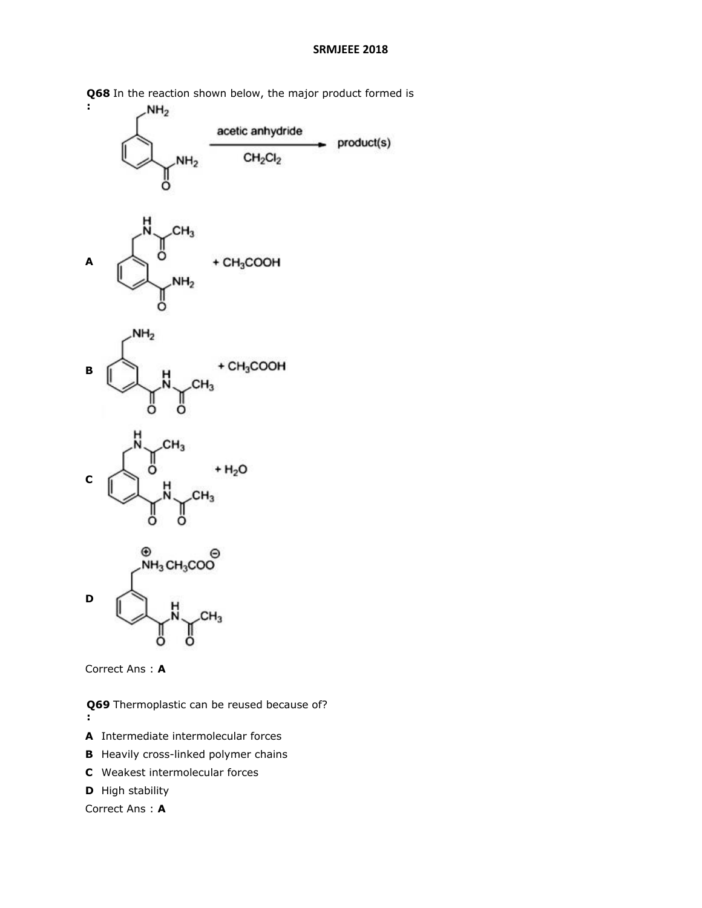**Q68** In the reaction shown below, the major product formed is :

**A** + $CH_3COOH$

**B** + $CH_3COOH$

**C** + $H_2O$

**D**

Correct Ans : **A**

**Q69** Thermoplastic can be reused because of? :

**A** Intermediate intermolecular forces

**B** Heavily cross-linked polymer chains

**C** Weakest intermolecular forces

**D** High stability

Correct Ans : **A**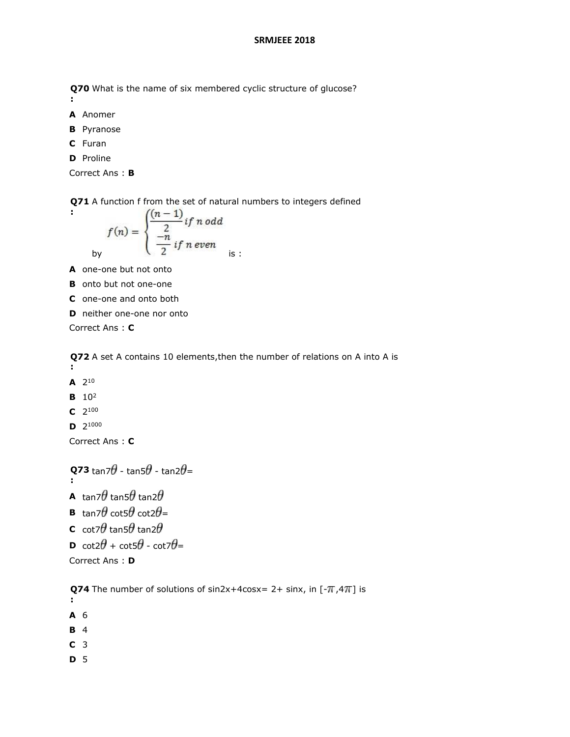# SRMJEEE 2018

**Q70 :** What is the name of six membered cyclic structure of glucose?

**A** Anomer

**B** Pyranose

**C** Furan

**D** Proline

Correct Ans : **B**

**Q71 :** A function f from the set of natural numbers to integers defined by $f(n) = \begin{cases} \dfrac{(n-1)}{2} \text{ if } n \text{ odd} \\ \dfrac{-n}{2} \text{ if } n \text{ even} \end{cases}$ is :

**A** one-one but not onto

**B** onto but not one-one

**C** one-one and onto both

**D** neither one-one nor onto

Correct Ans : **C**

**Q72 :** A set A contains 10 elements,then the number of relations on A into A is

**A** $2^{10}$

**B** $10^{2}$

**C** $2^{100}$

**D** $2^{1000}$

Correct Ans : **C**

**Q73 :** $\tan 7\theta - \tan 5\theta - \tan 2\theta =$

**A** $\tan 7\theta \tan 5\theta \tan 2\theta$

**B** $\tan 7\theta \cot 5\theta \cot 2\theta =$

**C** $\cot 7\theta \tan 5\theta \tan 2\theta$

**D** $\cot 2\theta + \cot 5\theta - \cot 7\theta =$

Correct Ans : **D**

**Q74 :** The number of solutions of $\sin 2x + 4\cos x = 2 + \sin x$, in $[-\pi, 4\pi]$ is

**A** 6

**B** 4

**C** 3

**D** 5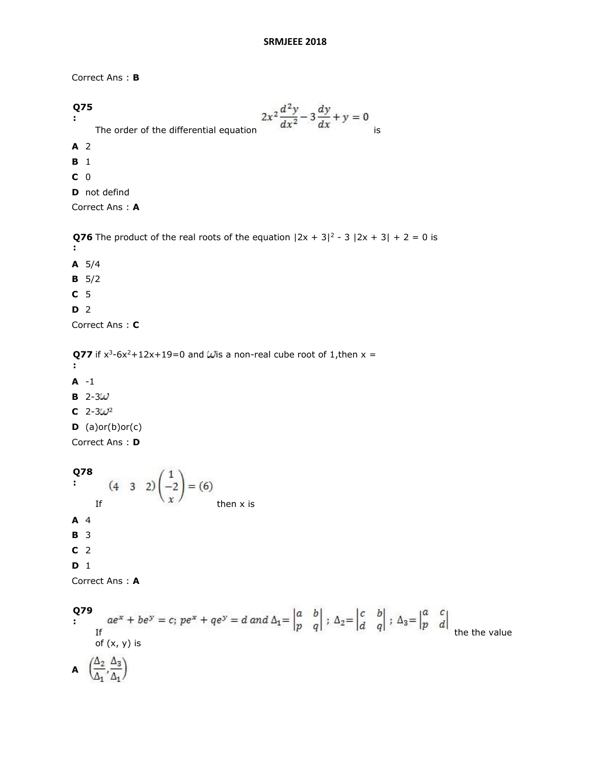Correct Ans : **B**

**Q75 :** The order of the differential equation $2x^2\frac{d^2y}{dx^2} - 3\frac{dy}{dx} + y = 0$ is

**A** 2

**B** 1

**C** 0

**D** not defind

Correct Ans : **A**

**Q76 :** The product of the real roots of the equation $|2x + 3|^2 - 3\ |2x + 3| + 2 = 0$ is

**A** 5/4

**B** 5/2

**C** 5

**D** 2

Correct Ans : **C**

**Q77 :** if $x^3-6x^2+12x+19=0$ and $\omega$ is a non-real cube root of 1,then x =

**A** -1

**B** $2-3\omega$

**C** $2-3\omega^2$

**D** (a)or(b)or(c)

Correct Ans : **D**

**Q78 :** If $\begin{pmatrix} 4 & 3 & 2 \end{pmatrix}\begin{pmatrix} 1 \\ -2 \\ x \end{pmatrix} = (6)$ then x is

**A** 4

**B** 3

**C** 2

**D** 1

Correct Ans : **A**

**Q79 :** If $ae^x + be^y = c;\ pe^x + qe^y = d \text{ and } \Delta_1 = \begin{vmatrix} a & b \\ p & q \end{vmatrix};\ \Delta_2 = \begin{vmatrix} c & b \\ d & q \end{vmatrix};\ \Delta_3 = \begin{vmatrix} a & c \\ p & d \end{vmatrix}$ the the value of (x, y) is

**A** $\left(\frac{\Delta_2}{\Delta_1}, \frac{\Delta_3}{\Delta_1}\right)$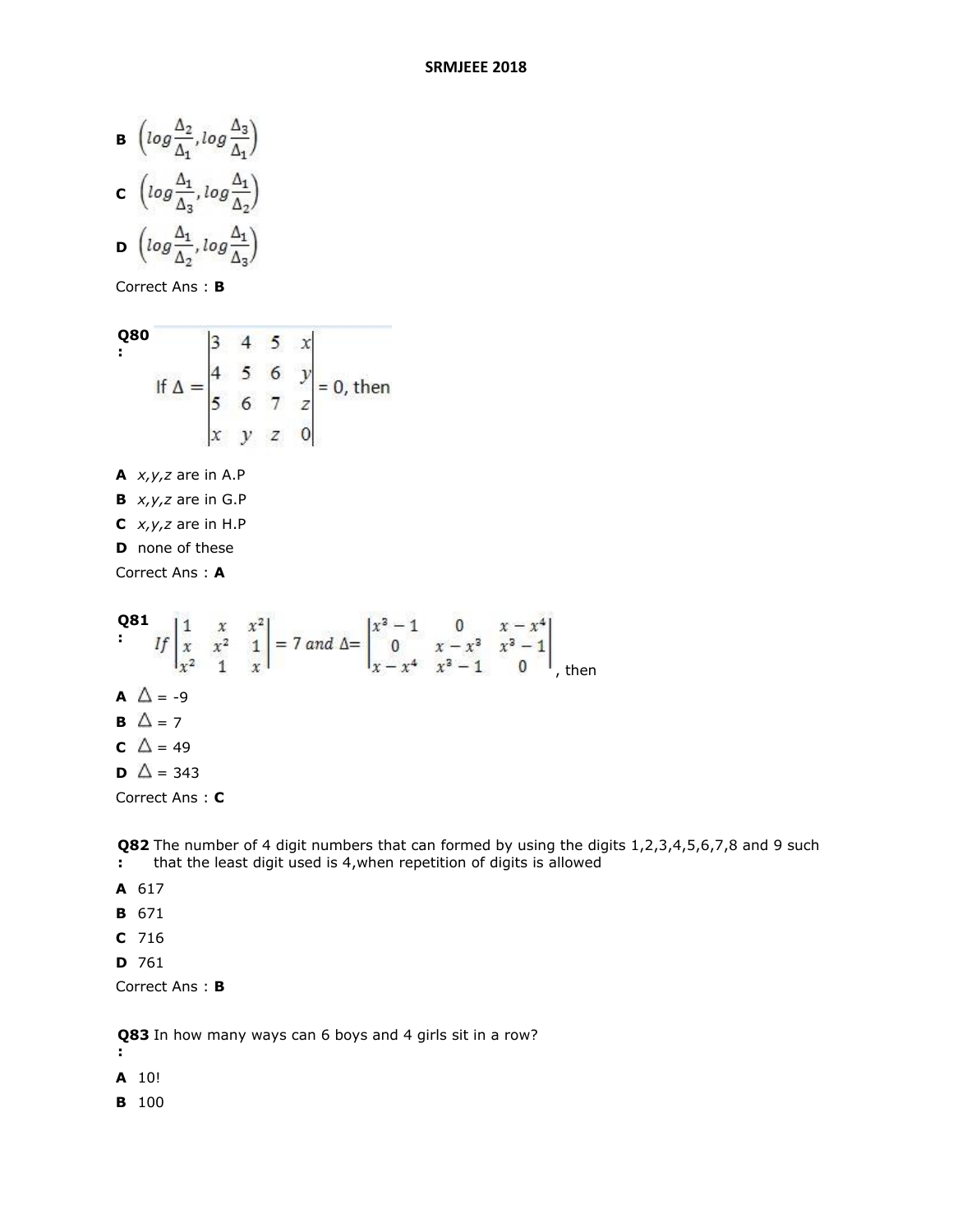**B** $\left(log\frac{\Delta_2}{\Delta_1}, log\frac{\Delta_3}{\Delta_1}\right)$

**C** $\left(log\frac{\Delta_1}{\Delta_3}, log\frac{\Delta_1}{\Delta_2}\right)$

**D** $\left(log\frac{\Delta_1}{\Delta_2}, log\frac{\Delta_1}{\Delta_3}\right)$

Correct Ans : **B**

**Q80 :**

$$\text{If } \Delta = \begin{vmatrix} 3 & 4 & 5 & x \\ 4 & 5 & 6 & y \\ 5 & 6 & 7 & z \\ x & y & z & 0 \end{vmatrix} = 0, \text{ then}$$

**A** $x,y,z$ are in A.P

**B** $x,y,z$ are in G.P

**C** $x,y,z$ are in H.P

**D** none of these

Correct Ans : **A**

**Q81 :**

$$If \begin{vmatrix} 1 & x & x^2 \\ x & x^2 & 1 \\ x^2 & 1 & x \end{vmatrix} = 7 \text{ and } \Delta = \begin{vmatrix} x^3-1 & 0 & x-x^4 \\ 0 & x-x^3 & x^3-1 \\ x-x^4 & x^3-1 & 0 \end{vmatrix}, \text{ then}$$

**A** $\Delta$ = -9

**B** $\Delta$ = 7

**C** $\Delta$ = 49

**D** $\Delta$ = 343

Correct Ans : **C**

**Q82 :** The number of 4 digit numbers that can formed by using the digits 1,2,3,4,5,6,7,8 and 9 such that the least digit used is 4,when repetition of digits is allowed

**A** 617

**B** 671

**C** 716

**D** 761

Correct Ans : **B**

**Q83 :** In how many ways can 6 boys and 4 girls sit in a row?

**A** 10!

**B** 100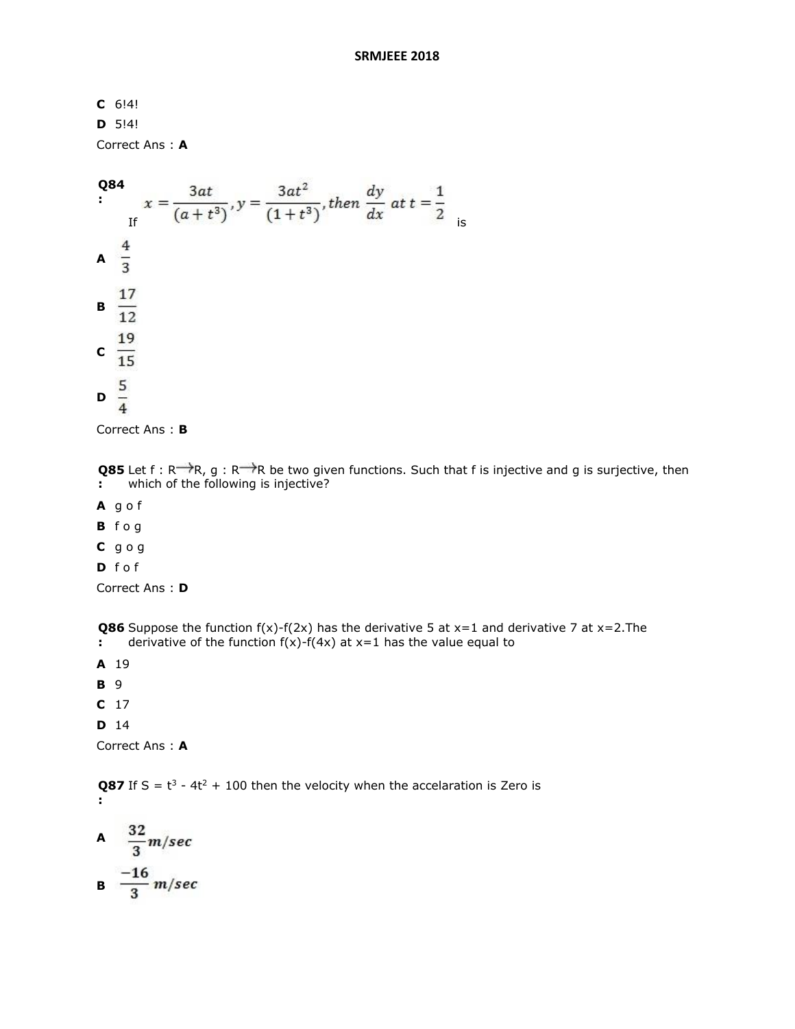**C** 6!4!

**D** 5!4!

Correct Ans : **A**

**Q84 :** If $x = \frac{3at}{(a+t^3)}, y = \frac{3at^2}{(1+t^3)}, then \ \frac{dy}{dx} \ at \ t = \frac{1}{2}$ is

**A** $\frac{4}{3}$

**B** $\frac{17}{12}$

**C** $\frac{19}{15}$

**D** $\frac{5}{4}$

Correct Ans : **B**

**Q85 :** Let f : R→R, g : R→R be two given functions. Such that f is injective and g is surjective, then which of the following is injective?

**A** g o f

**B** f o g

**C** g o g

**D** f o f

Correct Ans : **D**

**Q86 :** Suppose the function f(x)-f(2x) has the derivative 5 at x=1 and derivative 7 at x=2.The derivative of the function f(x)-f(4x) at x=1 has the value equal to

**A** 19

**B** 9

**C** 17

**D** 14

Correct Ans : **A**

**Q87 :** If $S = t^3 - 4t^2 + 100$ then the velocity when the accelaration is Zero is

**A** $\frac{32}{3} m/sec$

**B** $\frac{-16}{3} m/sec$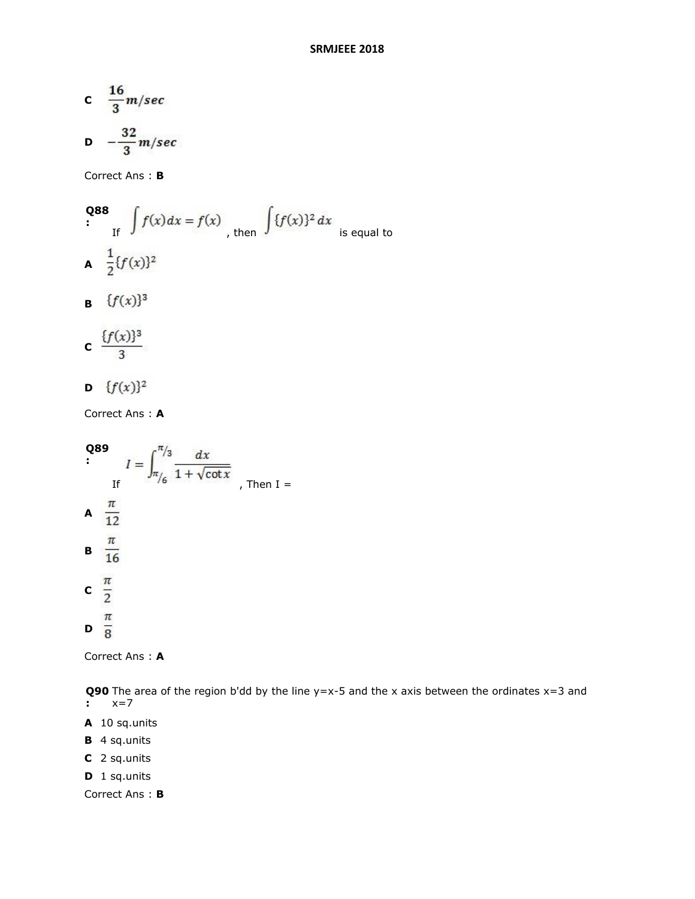C $\frac{16}{3} m/sec$

D $-\frac{32}{3} m/sec$

Correct Ans : **B**

**Q88 :** If $\int f(x)dx = f(x)$, then $\int \{f(x)\}^2 dx$ is equal to

**A** $\frac{1}{2}\{f(x)\}^2$

**B** $\{f(x)\}^3$

**C** $\frac{\{f(x)\}^3}{3}$

**D** $\{f(x)\}^2$

Correct Ans : **A**

**Q89 :** If $I = \int_{\pi/6}^{\pi/3} \frac{dx}{1+\sqrt{\cot x}}$, Then I =

**A** $\frac{\pi}{12}$

**B** $\frac{\pi}{16}$

**C** $\frac{\pi}{2}$

**D** $\frac{\pi}{8}$

Correct Ans : **A**

**Q90 :** The area of the region b'dd by the line y=x-5 and the x axis between the ordinates x=3 and x=7

**A** 10 sq.units

**B** 4 sq.units

**C** 2 sq.units

**D** 1 sq.units

Correct Ans : **B**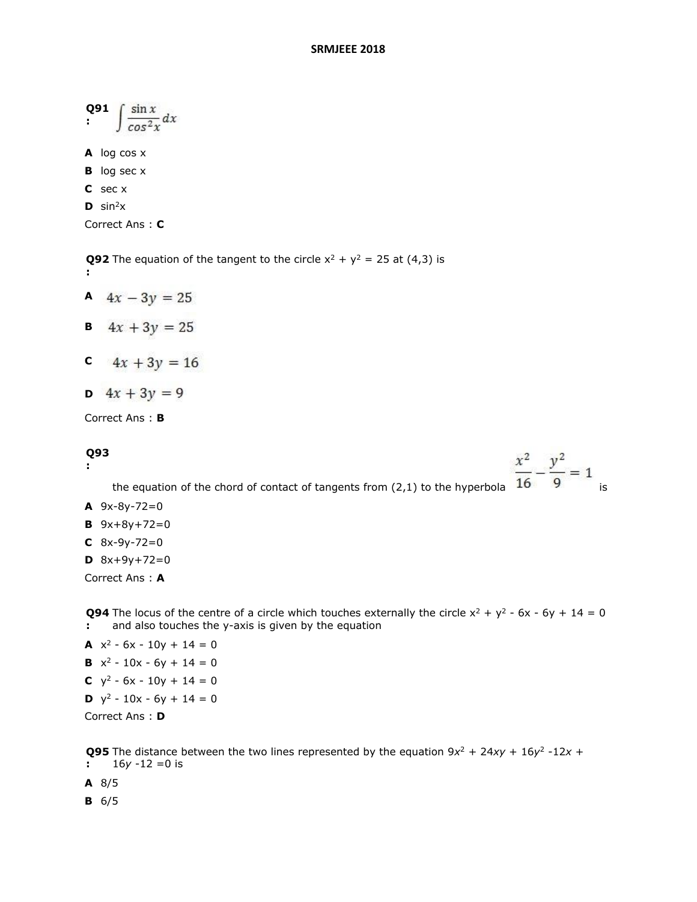# SRMJEEE 2018

**Q91 :** $\int \frac{\sin x}{\cos^2 x} dx$

**A** log cos x

**B** log sec x

**C** sec x

**D** $\sin^2 x$

Correct Ans : **C**

**Q92 :** The equation of the tangent to the circle $x^2 + y^2 = 25$ at (4,3) is

**A** $4x - 3y = 25$

**B** $4x + 3y = 25$

**C** $4x + 3y = 16$

**D** $4x + 3y = 9$

Correct Ans : **B**

**Q93 :** the equation of the chord of contact of tangents from (2,1) to the hyperbola $\frac{x^2}{16} - \frac{y^2}{9} = 1$ is

**A** 9x-8y-72=0

**B** 9x+8y+72=0

**C** 8x-9y-72=0

**D** 8x+9y+72=0

Correct Ans : **A**

**Q94 :** The locus of the centre of a circle which touches externally the circle $x^2 + y^2 - 6x - 6y + 14 = 0$ and also touches the y-axis is given by the equation

**A** $x^2 - 6x - 10y + 14 = 0$

**B** $x^2 - 10x - 6y + 14 = 0$

**C** $y^2 - 6x - 10y + 14 = 0$

**D** $y^2 - 10x - 6y + 14 = 0$

Correct Ans : **D**

**Q95 :** The distance between the two lines represented by the equation $9x^2 + 24xy + 16y^2 - 12x + 16y - 12 = 0$ is

**A** 8/5

**B** 6/5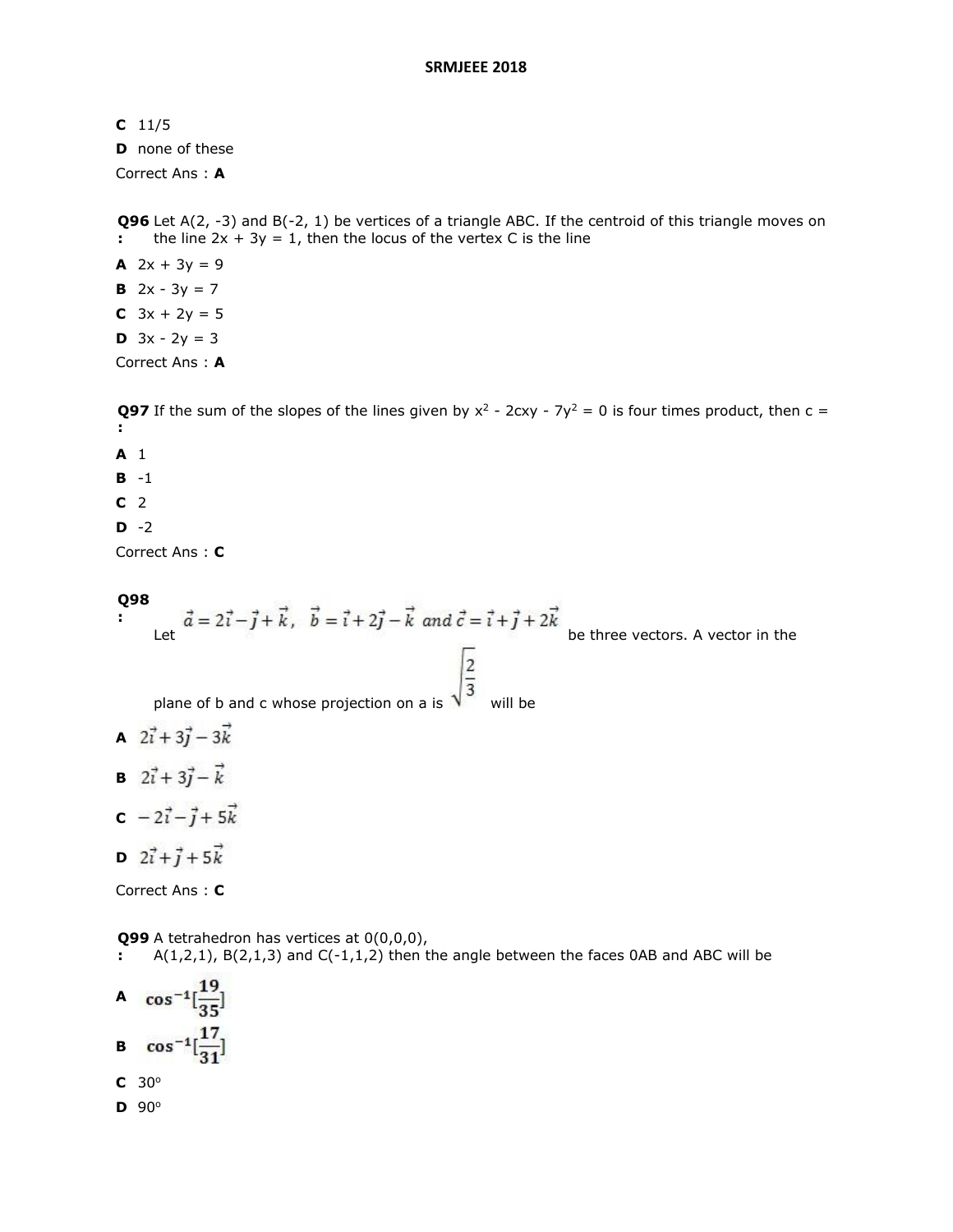**C** 11/5

**D** none of these

Correct Ans : **A**

**Q96 :** Let A(2, -3) and B(-2, 1) be vertices of a triangle ABC. If the centroid of this triangle moves on the line 2x + 3y = 1, then the locus of the vertex C is the line

**A** 2x + 3y = 9

**B** 2x - 3y = 7

**C** 3x + 2y = 5

**D** 3x - 2y = 3

Correct Ans : **A**

**Q97 :** If the sum of the slopes of the lines given by $x^2 - 2cxy - 7y^2 = 0$ is four times product, then c =

**A** 1

**B** -1

**C** 2

**D** -2

Correct Ans : **C**

**Q98 :** Let $\vec{a} = 2\vec{i} - \vec{j} + \vec{k},\ \ \vec{b} = \vec{i} + 2\vec{j} - \vec{k}\ \ and\ \vec{c} = \vec{i} + \vec{j} + 2\vec{k}$ be three vectors. A vector in the plane of b and c whose projection on a is $\sqrt{\frac{2}{3}}$ will be

**A** $2\vec{i} + 3\vec{j} - 3\vec{k}$

**B** $2\vec{i} + 3\vec{j} - \vec{k}$

**C** $-2\vec{i} - \vec{j} + 5\vec{k}$

**D** $2\vec{i} + \vec{j} + 5\vec{k}$

Correct Ans : **C**

**Q99 :** A tetrahedron has vertices at 0(0,0,0), A(1,2,1), B(2,1,3) and C(-1,1,2) then the angle between the faces 0AB and ABC will be

**A** $\cos^{-1}[\frac{19}{35}]$

**B** $\cos^{-1}[\frac{17}{31}]$

**C** 30°

**D** 90°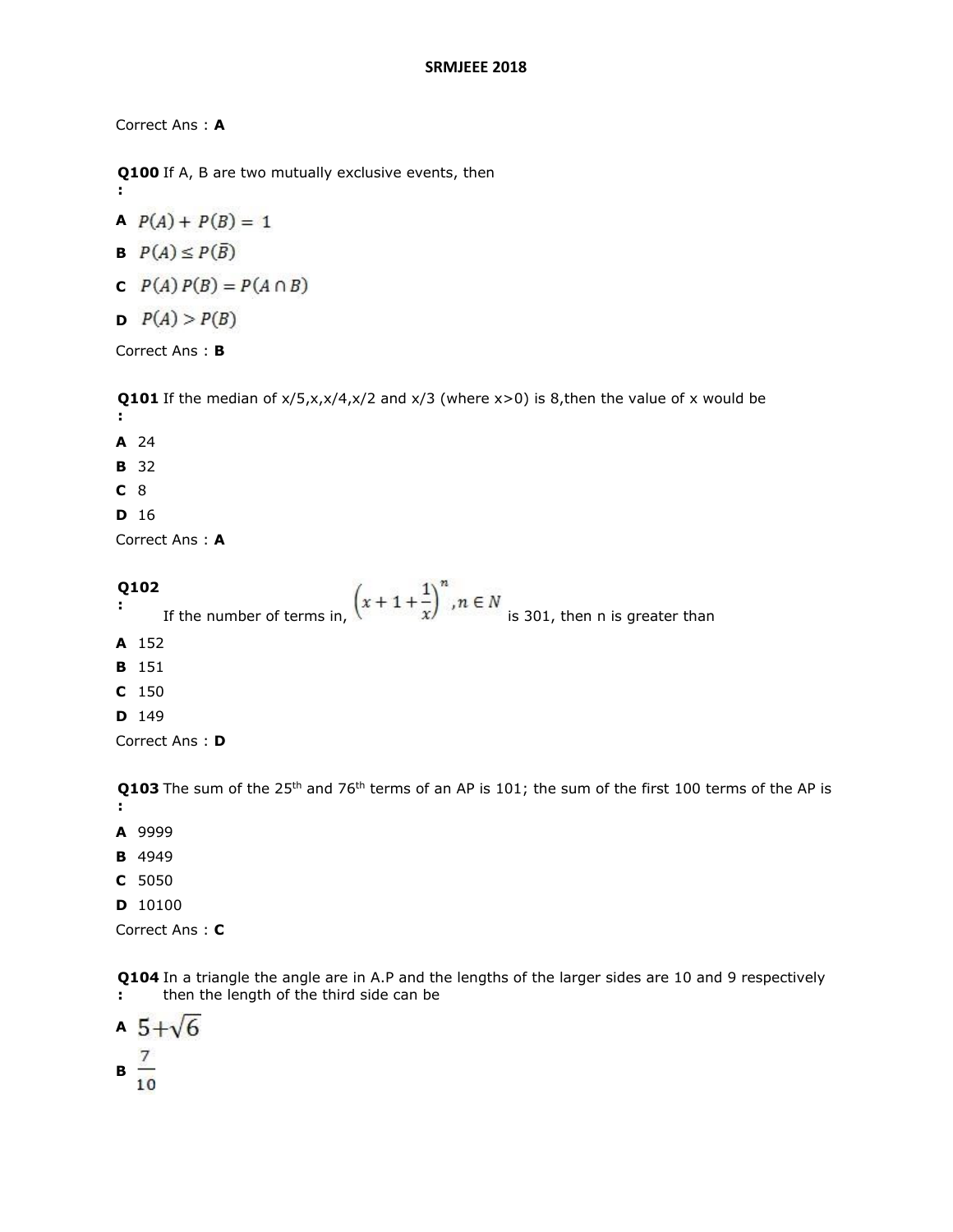Correct Ans : **A**

**Q100 :** If A, B are two mutually exclusive events, then

**A** $P(A) + P(B) = 1$

**B** $P(A) \leq P(\bar{B})$

**C** $P(A)\,P(B) = P(A \cap B)$

**D** $P(A) > P(B)$

Correct Ans : **B**

**Q101 :** If the median of x/5,x,x/4,x/2 and x/3 (where x>0) is 8,then the value of x would be

**A** 24

**B** 32

**C** 8

**D** 16

Correct Ans : **A**

**Q102 :** If the number of terms in, $\left(x+1+\frac{1}{x}\right)^n, n \in N$ is 301, then n is greater than

**A** 152

**B** 151

**C** 150

**D** 149

Correct Ans : **D**

**Q103 :** The sum of the 25$^{th}$ and 76$^{th}$ terms of an AP is 101; the sum of the first 100 terms of the AP is

**A** 9999

**B** 4949

**C** 5050

**D** 10100

Correct Ans : **C**

**Q104 :** In a triangle the angle are in A.P and the lengths of the larger sides are 10 and 9 respectively then the length of the third side can be

**A** $5+\sqrt{6}$

**B** $\frac{7}{10}$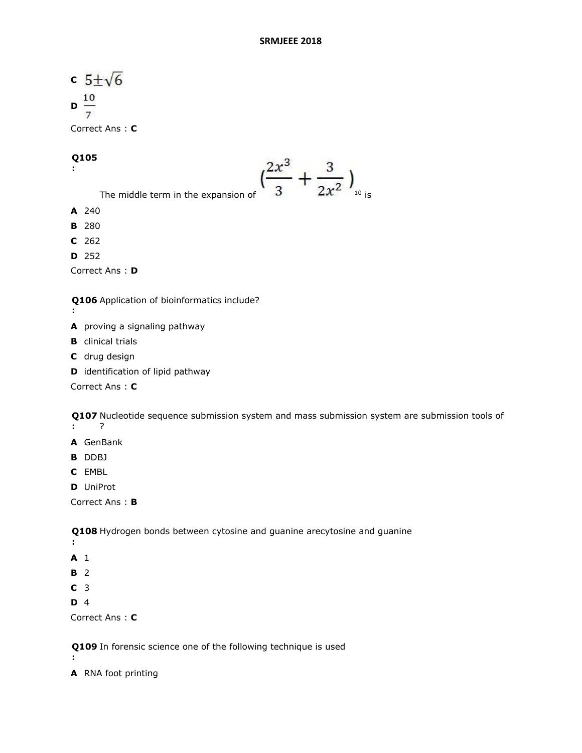C $5 \pm \sqrt{6}$

D $\frac{10}{7}$

Correct Ans : **C**

**Q105 :** The middle term in the expansion of $\left(\frac{2x^3}{3} + \frac{3}{2x^2}\right)^{10}$ is

**A** 240

**B** 280

**C** 262

**D** 252

Correct Ans : **D**

**Q106 :** Application of bioinformatics include?

**A** proving a signaling pathway

**B** clinical trials

**C** drug design

**D** identification of lipid pathway

Correct Ans : **C**

**Q107 :** Nucleotide sequence submission system and mass submission system are submission tools of ?

**A** GenBank

**B** DDBJ

**C** EMBL

**D** UniProt

Correct Ans : **B**

**Q108 :** Hydrogen bonds between cytosine and guanine arecytosine and guanine

**A** 1

**B** 2

**C** 3

**D** 4

Correct Ans : **C**

**Q109 :** In forensic science one of the following technique is used

**A** RNA foot printing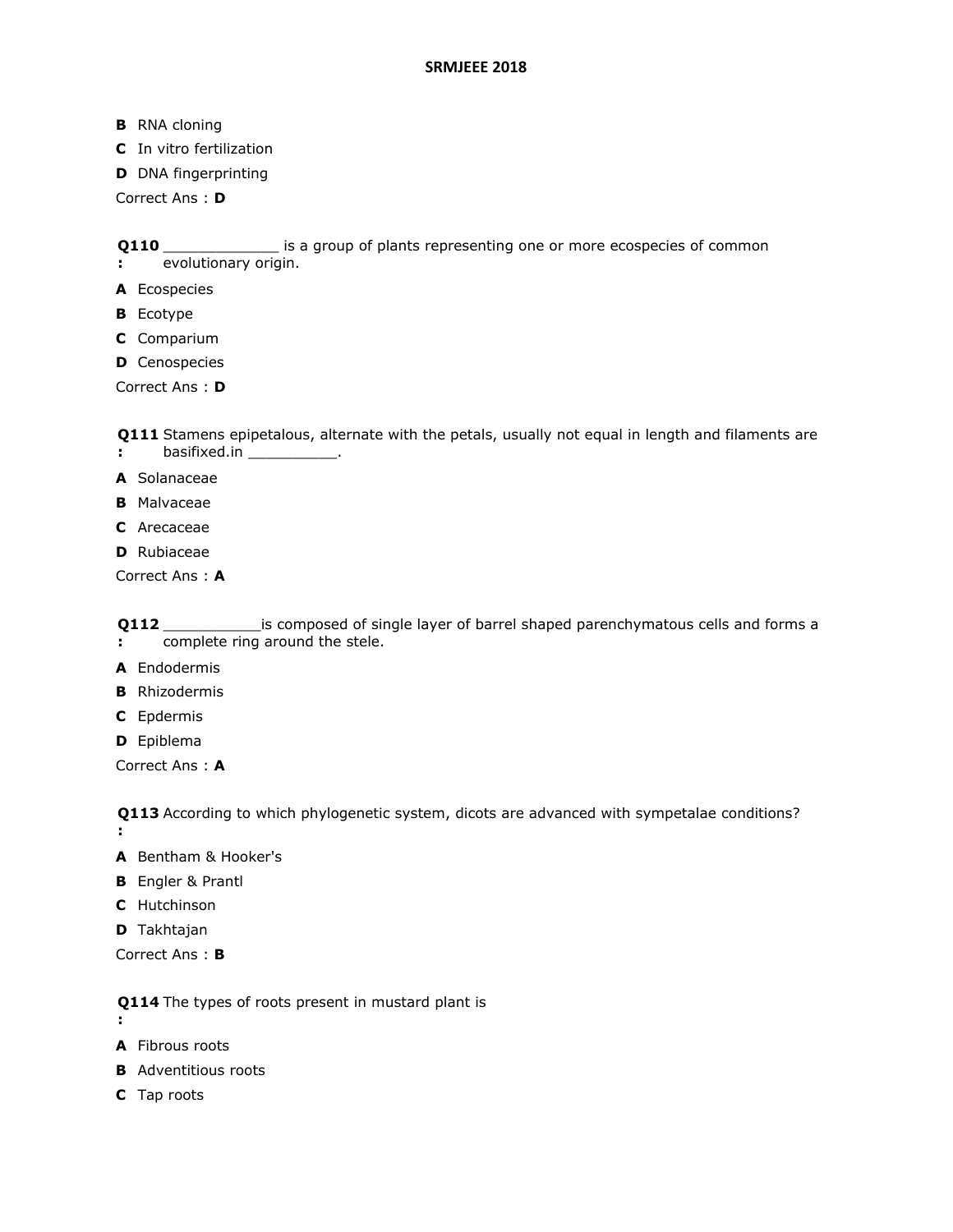**B** RNA cloning

**C** In vitro fertilization

**D** DNA fingerprinting

Correct Ans : **D**

**Q110 :** _____________ is a group of plants representing one or more ecospecies of common evolutionary origin.

**A** Ecospecies

**B** Ecotype

**C** Comparium

**D** Cenospecies

Correct Ans : **D**

**Q111 :** Stamens epipetalous, alternate with the petals, usually not equal in length and filaments are basifixed.in __________.

**A** Solanaceae

**B** Malvaceae

**C** Arecaceae

**D** Rubiaceae

Correct Ans : **A**

**Q112 :** ___________is composed of single layer of barrel shaped parenchymatous cells and forms a complete ring around the stele.

**A** Endodermis

**B** Rhizodermis

**C** Epdermis

**D** Epiblema

Correct Ans : **A**

**Q113 :** According to which phylogenetic system, dicots are advanced with sympetalae conditions?

**A** Bentham & Hooker's

**B** Engler & Prantl

**C** Hutchinson

**D** Takhtajan

Correct Ans : **B**

**Q114 :** The types of roots present in mustard plant is

**A** Fibrous roots

**B** Adventitious roots

**C** Tap roots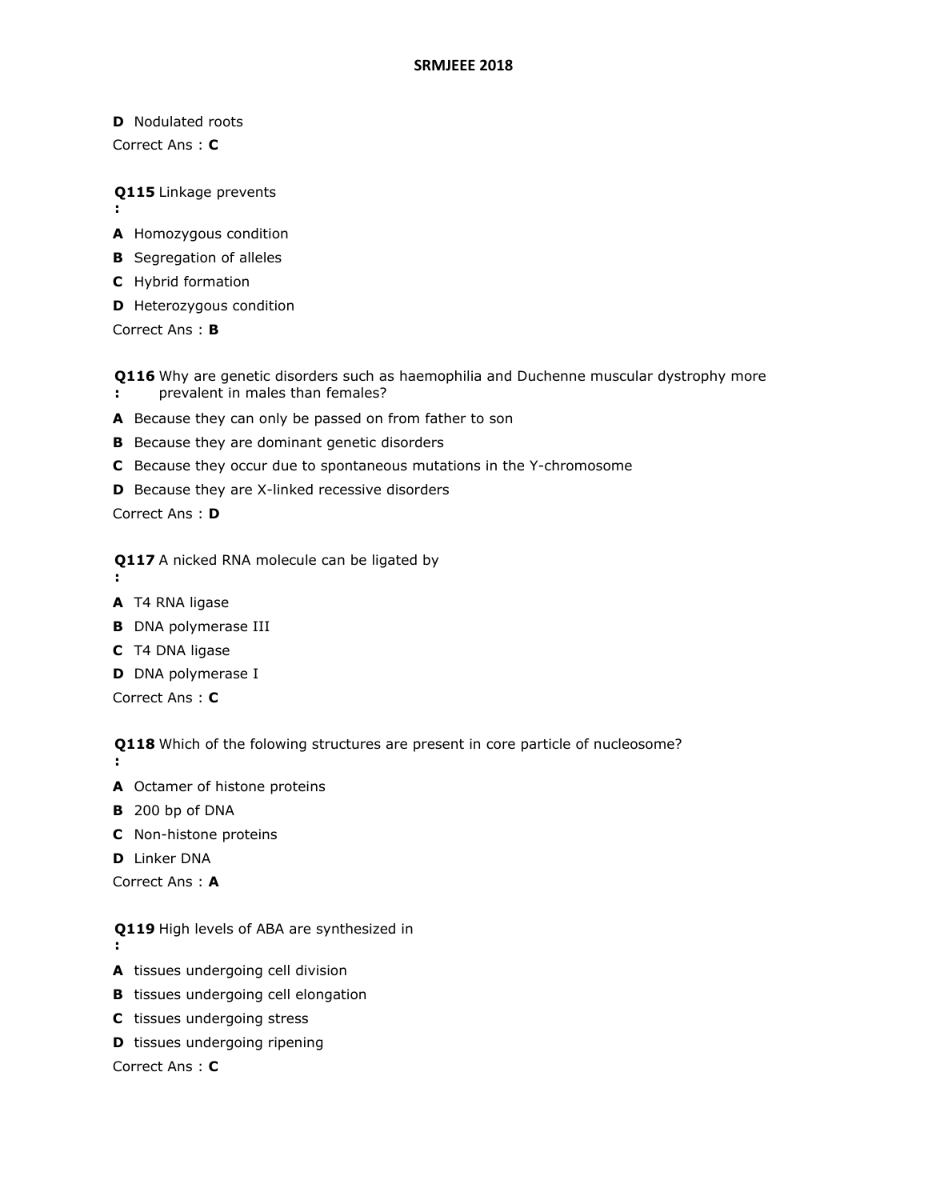**D** Nodulated roots

Correct Ans : **C**

**Q115 :** Linkage prevents

**A** Homozygous condition

**B** Segregation of alleles

**C** Hybrid formation

**D** Heterozygous condition

Correct Ans : **B**

**Q116 :** Why are genetic disorders such as haemophilia and Duchenne muscular dystrophy more prevalent in males than females?

**A** Because they can only be passed on from father to son

**B** Because they are dominant genetic disorders

**C** Because they occur due to spontaneous mutations in the Y-chromosome

**D** Because they are X-linked recessive disorders

Correct Ans : **D**

**Q117 :** A nicked RNA molecule can be ligated by

**A** T4 RNA ligase

**B** DNA polymerase III

**C** T4 DNA ligase

**D** DNA polymerase I

Correct Ans : **C**

**Q118 :** Which of the folowing structures are present in core particle of nucleosome?

**A** Octamer of histone proteins

**B** 200 bp of DNA

**C** Non-histone proteins

**D** Linker DNA

Correct Ans : **A**

**Q119 :** High levels of ABA are synthesized in

**A** tissues undergoing cell division

**B** tissues undergoing cell elongation

**C** tissues undergoing stress

**D** tissues undergoing ripening

Correct Ans : **C**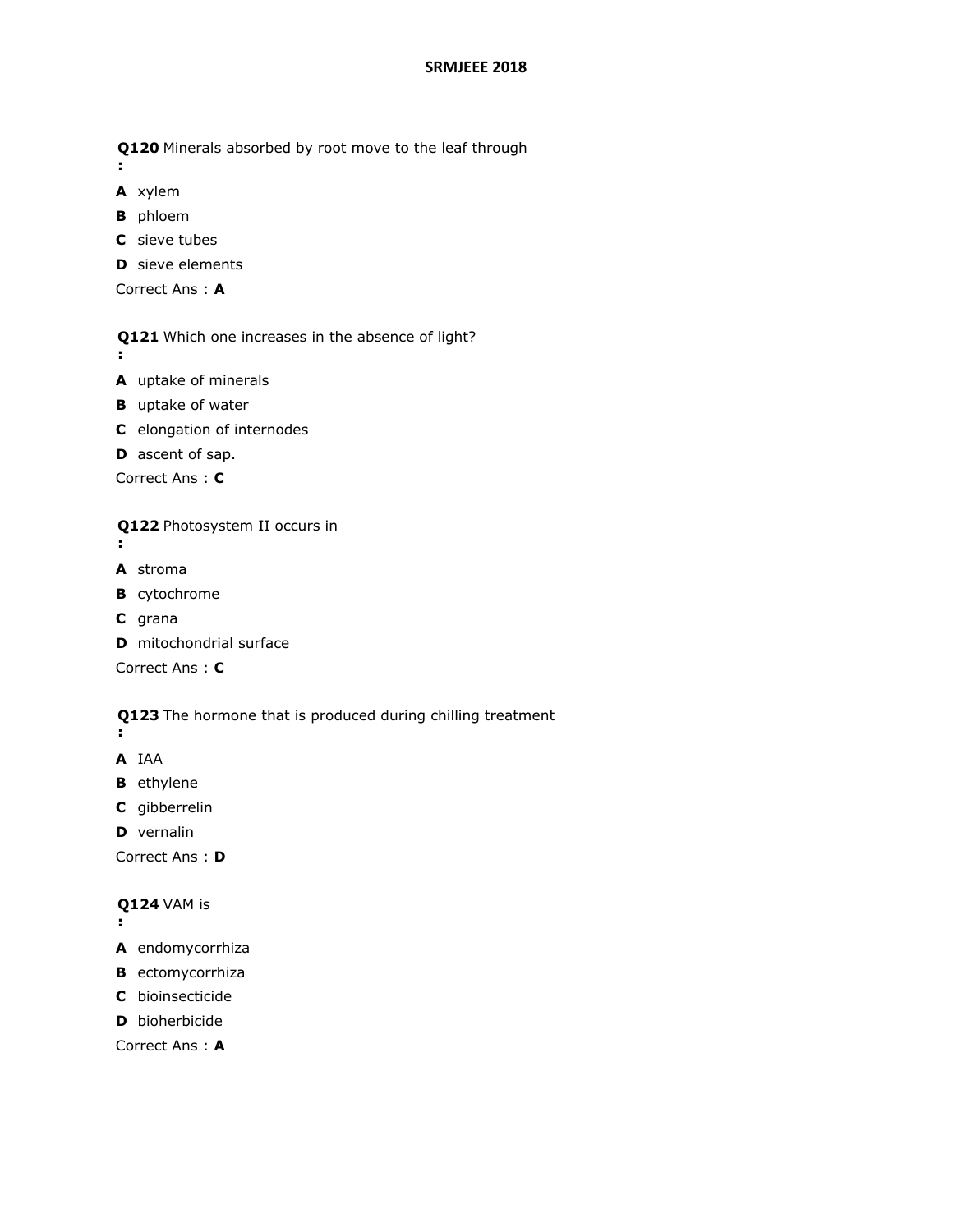**Q120** Minerals absorbed by root move to the leaf through
**:**

**A** xylem

**B** phloem

**C** sieve tubes

**D** sieve elements

Correct Ans : **A**

**Q121** Which one increases in the absence of light?
**:**

**A** uptake of minerals

**B** uptake of water

**C** elongation of internodes

**D** ascent of sap.

Correct Ans : **C**

**Q122** Photosystem II occurs in
**:**

**A** stroma

**B** cytochrome

**C** grana

**D** mitochondrial surface

Correct Ans : **C**

**Q123** The hormone that is produced during chilling treatment
**:**

**A** IAA

**B** ethylene

**C** gibberrelin

**D** vernalin

Correct Ans : **D**

**Q124** VAM is
**:**

**A** endomycorrhiza

**B** ectomycorrhiza

**C** bioinsecticide

**D** bioherbicide

Correct Ans : **A**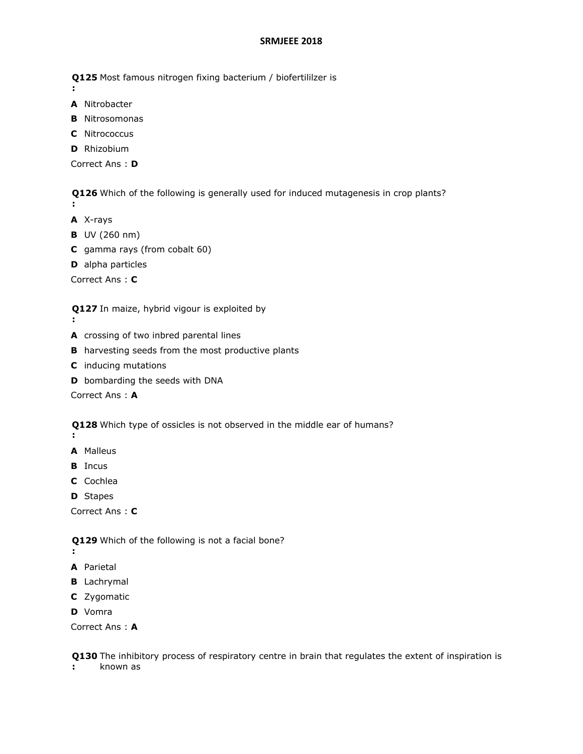**Q125 :** Most famous nitrogen fixing bacterium / biofertililzer is

**A** Nitrobacter

**B** Nitrosomonas

**C** Nitrococcus

**D** Rhizobium

Correct Ans : **D**

**Q126 :** Which of the following is generally used for induced mutagenesis in crop plants?

**A** X-rays

**B** UV (260 nm)

**C** gamma rays (from cobalt 60)

**D** alpha particles

Correct Ans : **C**

**Q127 :** In maize, hybrid vigour is exploited by

**A** crossing of two inbred parental lines

**B** harvesting seeds from the most productive plants

**C** inducing mutations

**D** bombarding the seeds with DNA

Correct Ans : **A**

**Q128 :** Which type of ossicles is not observed in the middle ear of humans?

**A** Malleus

**B** Incus

**C** Cochlea

**D** Stapes

Correct Ans : **C**

**Q129 :** Which of the following is not a facial bone?

**A** Parietal

**B** Lachrymal

**C** Zygomatic

**D** Vomra

Correct Ans : **A**

**Q130 :** The inhibitory process of respiratory centre in brain that regulates the extent of inspiration is known as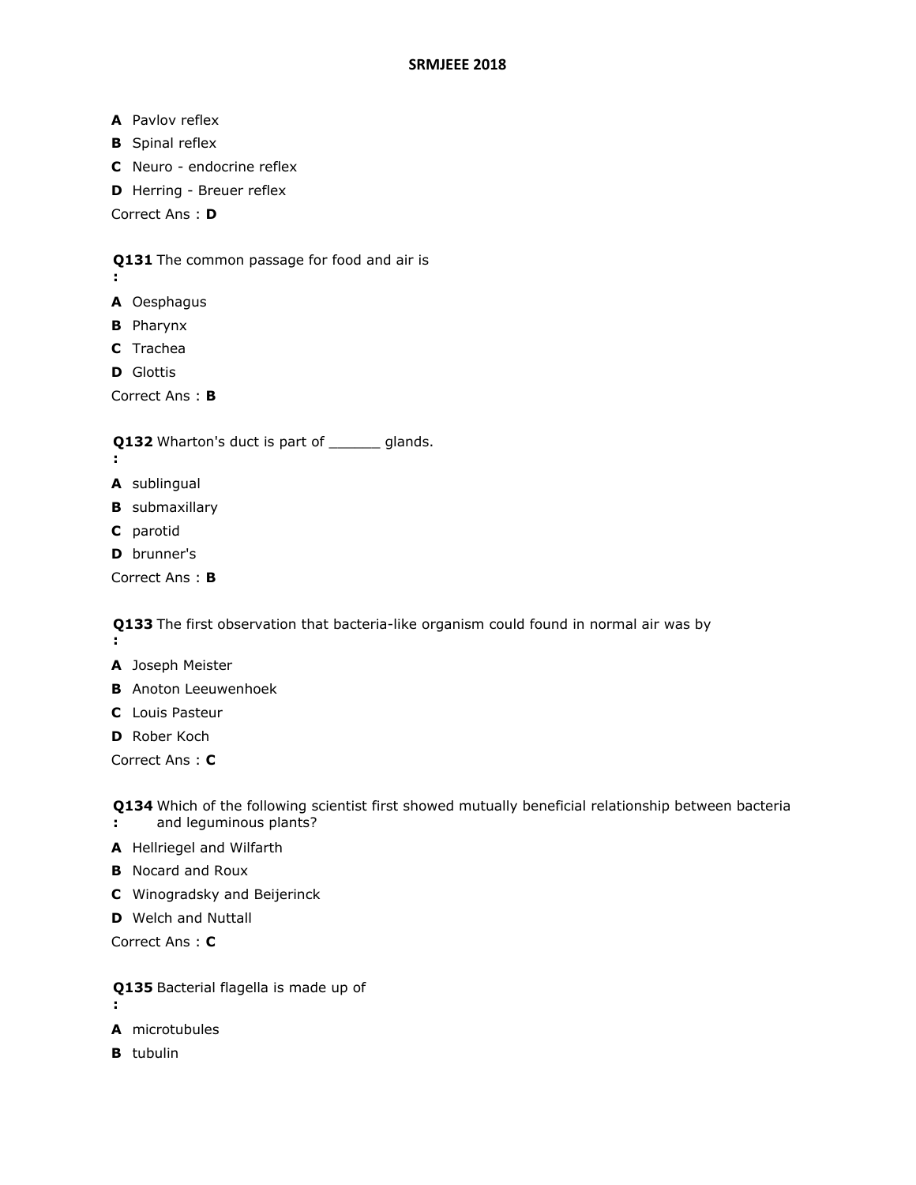**A** Pavlov reflex

**B** Spinal reflex

**C** Neuro - endocrine reflex

**D** Herring - Breuer reflex

Correct Ans : **D**

**Q131 :** The common passage for food and air is

**A** Oesphagus

**B** Pharynx

**C** Trachea

**D** Glottis

Correct Ans : **B**

**Q132 :** Wharton's duct is part of ______ glands.

**A** sublingual

**B** submaxillary

**C** parotid

**D** brunner's

Correct Ans : **B**

**Q133 :** The first observation that bacteria-like organism could found in normal air was by

**A** Joseph Meister

**B** Anoton Leeuwenhoek

**C** Louis Pasteur

**D** Rober Koch

Correct Ans : **C**

**Q134 :** Which of the following scientist first showed mutually beneficial relationship between bacteria and leguminous plants?

**A** Hellriegel and Wilfarth

**B** Nocard and Roux

**C** Winogradsky and Beijerinck

**D** Welch and Nuttall

Correct Ans : **C**

**Q135 :** Bacterial flagella is made up of

**A** microtubules

**B** tubulin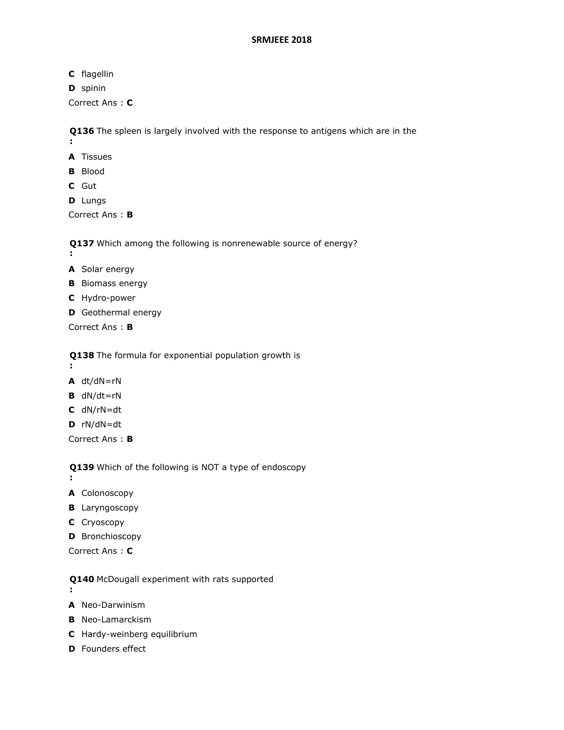**C** flagellin

**D** spinin

Correct Ans : **C**

**Q136** The spleen is largely involved with the response to antigens which are in the
**:**

**A** Tissues

**B** Blood

**C** Gut

**D** Lungs

Correct Ans : **B**

**Q137** Which among the following is nonrenewable source of energy?
**:**

**A** Solar energy

**B** Biomass energy

**C** Hydro-power

**D** Geothermal energy

Correct Ans : **B**

**Q138** The formula for exponential population growth is
**:**

**A** $dt/dN=rN$

**B** $dN/dt=rN$

**C** $dN/rN=dt$

**D** $rN/dN=dt$

Correct Ans : **B**

**Q139** Which of the following is NOT a type of endoscopy
**:**

**A** Colonoscopy

**B** Laryngoscopy

**C** Cryoscopy

**D** Bronchioscopy

Correct Ans : **C**

**Q140** McDougall experiment with rats supported
**:**

**A** Neo-Darwinism

**B** Neo-Lamarckism

**C** Hardy-weinberg equilibrium

**D** Founders effect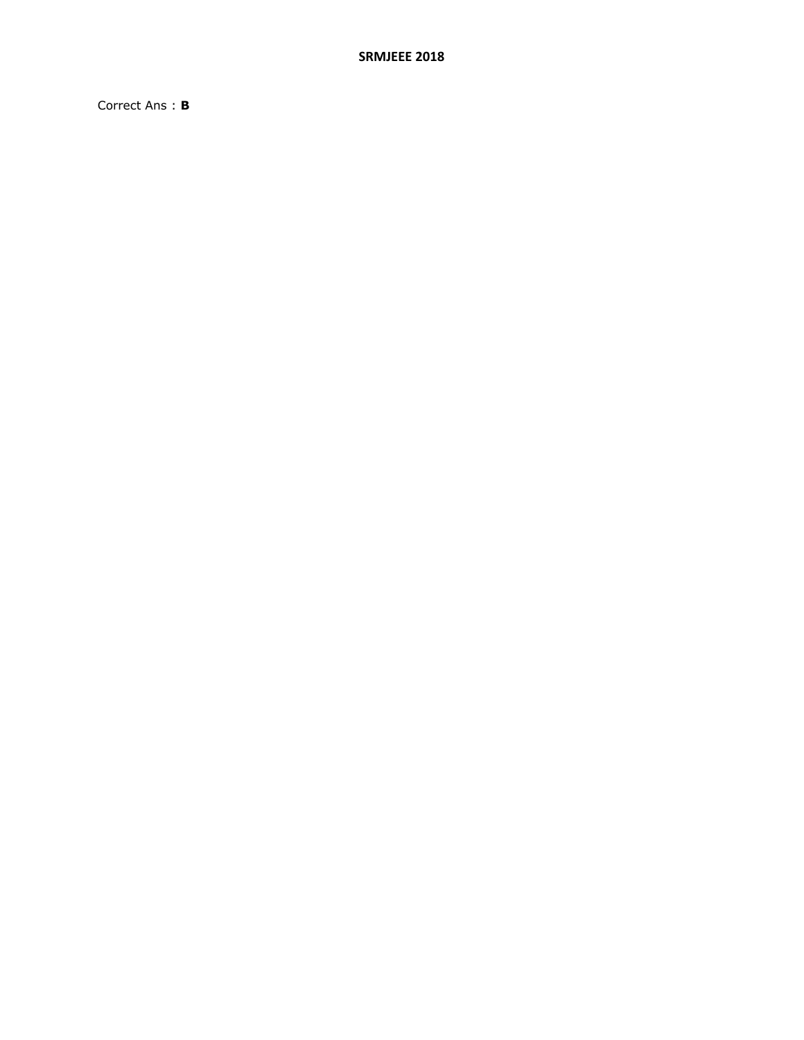Correct Ans : **B**